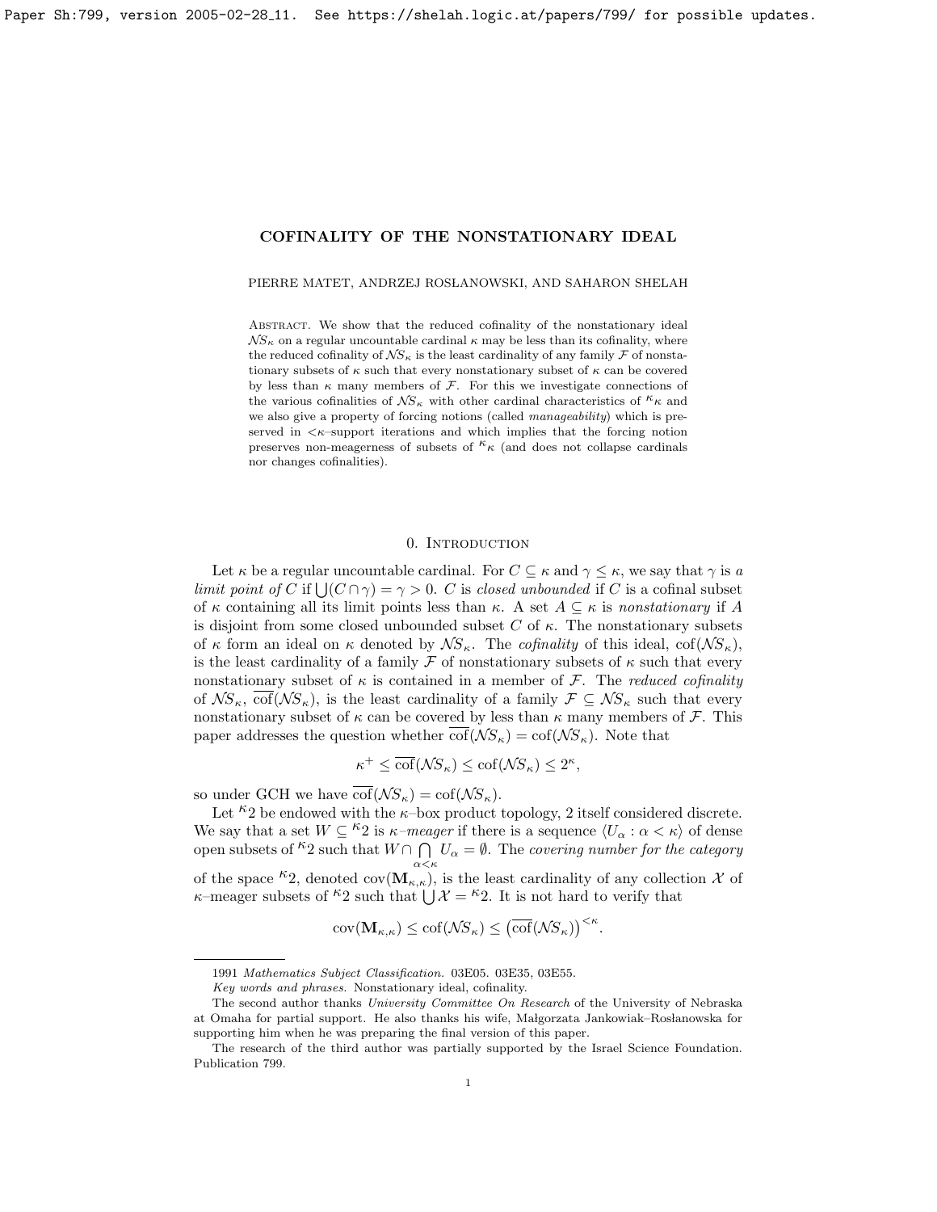# COFINALITY OF THE NONSTATIONARY IDEAL

PIERRE MATET, ANDRZEJ ROSŁANOWSKI, AND SAHARON SHELAH

Abstract. We show that the reduced cofinality of the nonstationary ideal $\mathcal{NS}_\kappa$ on a regular uncountable cardinal $\kappa$ may be less than its cofinality, where the reduced cofinality of $\mathcal{NS}_\kappa$ is the least cardinality of any family $\mathcal{F}$ of nonstationary subsets of $\kappa$ such that every nonstationary subset of $\kappa$ can be covered by less than $\kappa$ many members of $\mathcal{F}$. For this we investigate connections of the various cofinalities of $\mathcal{NS}_\kappa$ with other cardinal characteristics of ${}^\kappa\kappa$ and we also give a property of forcing notions (called *manageability*) which is preserved in $<\kappa$–support iterations and which implies that the forcing notion preserves non-meagerness of subsets of ${}^\kappa\kappa$ (and does not collapse cardinals nor changes cofinalities).

## 0. Introduction

Let $\kappa$ be a regular uncountable cardinal. For $C \subseteq \kappa$ and $\gamma \leq \kappa$, we say that $\gamma$ is *a limit point of $C$* if $\bigcup(C \cap \gamma) = \gamma > 0$. $C$ is *closed unbounded* if $C$ is a cofinal subset of $\kappa$ containing all its limit points less than $\kappa$. A set $A \subseteq \kappa$ is *nonstationary* if $A$ is disjoint from some closed unbounded subset $C$ of $\kappa$. The nonstationary subsets of $\kappa$ form an ideal on $\kappa$ denoted by $\mathcal{NS}_\kappa$. The *cofinality* of this ideal, $\mathrm{cof}(\mathcal{NS}_\kappa)$, is the least cardinality of a family $\mathcal{F}$ of nonstationary subsets of $\kappa$ such that every nonstationary subset of $\kappa$ is contained in a member of $\mathcal{F}$. The *reduced cofinality* of $\mathcal{NS}_\kappa$, $\overline{\mathrm{cof}}(\mathcal{NS}_\kappa)$, is the least cardinality of a family $\mathcal{F} \subseteq \mathcal{NS}_\kappa$ such that every nonstationary subset of $\kappa$ can be covered by less than $\kappa$ many members of $\mathcal{F}$. This paper addresses the question whether $\overline{\mathrm{cof}}(\mathcal{NS}_\kappa) = \mathrm{cof}(\mathcal{NS}_\kappa)$. Note that

$$\kappa^+ \leq \overline{\mathrm{cof}}(\mathcal{NS}_\kappa) \leq \mathrm{cof}(\mathcal{NS}_\kappa) \leq 2^\kappa,$$

so under GCH we have $\overline{\mathrm{cof}}(\mathcal{NS}_\kappa) = \mathrm{cof}(\mathcal{NS}_\kappa)$.

Let ${}^\kappa 2$ be endowed with the $\kappa$–box product topology, 2 itself considered discrete. We say that a set $W \subseteq {}^\kappa 2$ is *$\kappa$–meager* if there is a sequence $\langle U_\alpha : \alpha < \kappa \rangle$ of dense open subsets of ${}^\kappa 2$ such that $W \cap \bigcap\limits_{\alpha<\kappa} U_\alpha = \emptyset$. The *covering number for the category* of the space ${}^\kappa 2$, denoted $\mathrm{cov}(\mathbf{M}_{\kappa,\kappa})$, is the least cardinality of any collection $\mathcal{X}$ of $\kappa$–meager subsets of ${}^\kappa 2$ such that $\bigcup \mathcal{X} = {}^\kappa 2$. It is not hard to verify that

$$\mathrm{cov}(\mathbf{M}_{\kappa,\kappa}) \leq \mathrm{cof}(\mathcal{NS}_\kappa) \leq \left(\overline{\mathrm{cof}}(\mathcal{NS}_\kappa)\right)^{<\kappa}.$$

---

1991 *Mathematics Subject Classification.* 03E05. 03E35, 03E55.

*Key words and phrases.* Nonstationary ideal, cofinality.

The second author thanks *University Committee On Research* of the University of Nebraska at Omaha for partial support. He also thanks his wife, Małgorzata Jankowiak–Rosłanowska for supporting him when he was preparing the final version of this paper.

The research of the third author was partially supported by the Israel Science Foundation. Publication 799.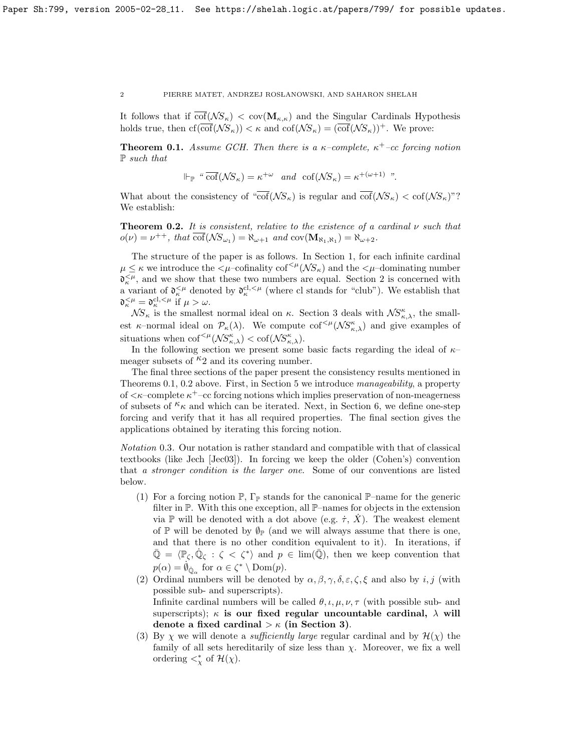It follows that if $\overline{\mathrm{cof}}(\mathcal{N}S_\kappa) < \mathrm{cov}(\mathbf{M}_{\kappa,\kappa})$ and the Singular Cardinals Hypothesis holds true, then $\mathrm{cf}(\overline{\mathrm{cof}}(\mathcal{N}S_\kappa)) < \kappa$ and $\mathrm{cof}(\mathcal{N}S_\kappa) = (\overline{\mathrm{cof}}(\mathcal{N}S_\kappa))^+$. We prove:

**Theorem 0.1.** *Assume GCH. Then there is a $\kappa$–complete, $\kappa^+$–cc forcing notion $\mathbb{P}$ such that*

$$\Vdash_{\mathbb{P}} \text{“ } \overline{\mathrm{cof}}(\mathcal{N}S_\kappa) = \kappa^{+\omega} \quad \text{and} \quad \mathrm{cof}(\mathcal{N}S_\kappa) = \kappa^{+(\omega+1)} \text{ ”}.$$

What about the consistency of “$\overline{\mathrm{cof}}(\mathcal{N}S_\kappa)$ is regular and $\overline{\mathrm{cof}}(\mathcal{N}S_\kappa) < \mathrm{cof}(\mathcal{N}S_\kappa)$”? We establish:

**Theorem 0.2.** *It is consistent, relative to the existence of a cardinal $\nu$ such that $o(\nu) = \nu^{++}$, that $\overline{\mathrm{cof}}(\mathcal{N}S_{\omega_1}) = \aleph_{\omega+1}$ and $\mathrm{cov}(\mathbf{M}_{\aleph_1,\aleph_1}) = \aleph_{\omega+2}$.*

The structure of the paper is as follows. In Section 1, for each infinite cardinal $\mu \leq \kappa$ we introduce the $<\mu$–cofinality $\mathrm{cof}^{<\mu}(\mathcal{N}S_\kappa)$ and the $<\mu$–dominating number $\mathfrak{d}_\kappa^{<\mu}$, and we show that these two numbers are equal. Section 2 is concerned with a variant of $\mathfrak{d}_\kappa^{<\mu}$ denoted by $\mathfrak{d}_\kappa^{\mathrm{cl},<\mu}$ (where cl stands for “club”). We establish that $\mathfrak{d}_\kappa^{<\mu} = \mathfrak{d}_\kappa^{\mathrm{cl},<\mu}$ if $\mu > \omega$.

$\mathcal{N}S_\kappa$ is the smallest normal ideal on $\kappa$. Section 3 deals with $\mathcal{N}S_{\kappa,\lambda}^\kappa$, the smallest $\kappa$–normal ideal on $\mathcal{P}_\kappa(\lambda)$. We compute $\mathrm{cof}^{<\mu}(\mathcal{N}S_{\kappa,\lambda}^\kappa)$ and give examples of situations when $\mathrm{cof}^{<\mu}(\mathcal{N}S_{\kappa,\lambda}^\kappa) < \mathrm{cof}(\mathcal{N}S_{\kappa,\lambda}^\kappa)$.

In the following section we present some basic facts regarding the ideal of $\kappa$–meager subsets of ${}^\kappa 2$ and its covering number.

The final three sections of the paper present the consistency results mentioned in Theorems 0.1, 0.2 above. First, in Section 5 we introduce *manageability*, a property of $<\kappa$–complete $\kappa^+$–cc forcing notions which implies preservation of non-meagerness of subsets of ${}^\kappa\kappa$ and which can be iterated. Next, in Section 6, we define one-step forcing and verify that it has all required properties. The final section gives the applications obtained by iterating this forcing notion.

*Notation* 0.3. Our notation is rather standard and compatible with that of classical textbooks (like Jech [Jec03]). In forcing we keep the older (Cohen's) convention that *a stronger condition is the larger one*. Some of our conventions are listed below.

1. For a forcing notion $\mathbb{P}$, $\Gamma_{\mathbb{P}}$ stands for the canonical $\mathbb{P}$–name for the generic filter in $\mathbb{P}$. With this one exception, all $\mathbb{P}$–names for objects in the extension via $\mathbb{P}$ will be denoted with a dot above (e.g. $\dot{\tau}$, $\dot{X}$). The weakest element of $\mathbb{P}$ will be denoted by $\emptyset_{\mathbb{P}}$ (and we will always assume that there is one, and that there is no other condition equivalent to it). In iterations, if $\bar{\mathbb{Q}} = \langle \mathbb{P}_\zeta, \dot{\mathbb{Q}}_\zeta : \zeta < \zeta^* \rangle$ and $p \in \lim(\bar{\mathbb{Q}})$, then we keep convention that $p(\alpha) = \dot{\emptyset}_{\dot{\mathbb{Q}}_\alpha}$ for $\alpha \in \zeta^* \setminus \mathrm{Dom}(p)$.
2. Ordinal numbers will be denoted by $\alpha, \beta, \gamma, \delta, \varepsilon, \zeta, \xi$ and also by $i, j$ (with possible sub- and superscripts).
   Infinite cardinal numbers will be called $\theta, \iota, \mu, \nu, \tau$ (with possible sub- and superscripts); **$\kappa$ is our fixed regular uncountable cardinal, $\lambda$ will denote a fixed cardinal $> \kappa$ (in Section 3)**.
3. By $\chi$ we will denote a *sufficiently large* regular cardinal and by $\mathcal{H}(\chi)$ the family of all sets hereditarily of size less than $\chi$. Moreover, we fix a well ordering $<_\chi^*$ of $\mathcal{H}(\chi)$.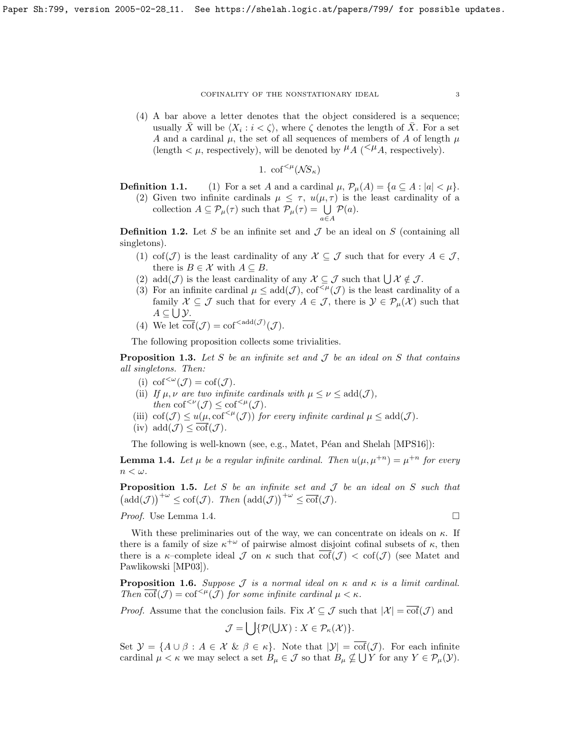(4) A bar above a letter denotes that the object considered is a sequence; usually $\bar{X}$ will be $\langle X_i : i < \zeta \rangle$, where $\zeta$ denotes the length of $\bar{X}$. For a set $A$ and a cardinal $\mu$, the set of all sequences of members of $A$ of length $\mu$ (length $< \mu$, respectively), will be denoted by ${}^{\mu}A$ (${}^{<\mu}A$, respectively).

## 1. $\mathrm{cof}^{<\mu}(\mathcal{NS}_\kappa)$

**Definition 1.1.** (1) For a set $A$ and a cardinal $\mu$, $\mathcal{P}_\mu(A) = \{a \subseteq A : |a| < \mu\}$.

(2) Given two infinite cardinals $\mu \leq \tau$, $u(\mu, \tau)$ is the least cardinality of a collection $A \subseteq \mathcal{P}_\mu(\tau)$ such that $\mathcal{P}_\mu(\tau) = \bigcup_{a \in A} \mathcal{P}(a)$.

**Definition 1.2.** Let $S$ be an infinite set and $\mathcal{J}$ be an ideal on $S$ (containing all singletons).

(1) $\mathrm{cof}(\mathcal{J})$ is the least cardinality of any $\mathcal{X} \subseteq \mathcal{J}$ such that for every $A \in \mathcal{J}$, there is $B \in \mathcal{X}$ with $A \subseteq B$.

(2) $\mathrm{add}(\mathcal{J})$ is the least cardinality of any $\mathcal{X} \subseteq \mathcal{J}$ such that $\bigcup \mathcal{X} \notin \mathcal{J}$.

(3) For an infinite cardinal $\mu \leq \mathrm{add}(\mathcal{J})$, $\mathrm{cof}^{<\mu}(\mathcal{J})$ is the least cardinality of a family $\mathcal{X} \subseteq \mathcal{J}$ such that for every $A \in \mathcal{J}$, there is $\mathcal{Y} \in \mathcal{P}_\mu(\mathcal{X})$ such that $A \subseteq \bigcup \mathcal{Y}$.

(4) We let $\overline{\mathrm{cof}}(\mathcal{J}) = \mathrm{cof}^{<\mathrm{add}(\mathcal{J})}(\mathcal{J})$.

The following proposition collects some trivialities.

**Proposition 1.3.** *Let $S$ be an infinite set and $\mathcal{J}$ be an ideal on $S$ that contains all singletons. Then:*

(i) $\mathrm{cof}^{<\omega}(\mathcal{J}) = \mathrm{cof}(\mathcal{J})$.

(ii) *If $\mu, \nu$ are two infinite cardinals with $\mu \leq \nu \leq \mathrm{add}(\mathcal{J})$, then $\mathrm{cof}^{<\nu}(\mathcal{J}) \leq \mathrm{cof}^{<\mu}(\mathcal{J})$.*

(iii) $\mathrm{cof}(\mathcal{J}) \leq u(\mu, \mathrm{cof}^{<\mu}(\mathcal{J}))$ *for every infinite cardinal $\mu \leq \mathrm{add}(\mathcal{J})$.*

(iv) $\mathrm{add}(\mathcal{J}) \leq \overline{\mathrm{cof}}(\mathcal{J})$.

The following is well-known (see, e.g., Matet, Péan and Shelah [MPS16]):

**Lemma 1.4.** *Let $\mu$ be a regular infinite cardinal. Then $u(\mu, \mu^{+n}) = \mu^{+n}$ for every $n < \omega$.*

**Proposition 1.5.** *Let $S$ be an infinite set and $\mathcal{J}$ be an ideal on $S$ such that $\left(\mathrm{add}(\mathcal{J})\right)^{+\omega} \leq \mathrm{cof}(\mathcal{J})$. Then $\left(\mathrm{add}(\mathcal{J})\right)^{+\omega} \leq \overline{\mathrm{cof}}(\mathcal{J})$.*

*Proof.* Use Lemma 1.4. $\square$

With these preliminaries out of the way, we can concentrate on ideals on $\kappa$. If there is a family of size $\kappa^{+\omega}$ of pairwise almost disjoint cofinal subsets of $\kappa$, then there is a $\kappa$–complete ideal $\mathcal{J}$ on $\kappa$ such that $\overline{\mathrm{cof}}(\mathcal{J}) < \mathrm{cof}(\mathcal{J})$ (see Matet and Pawlikowski [MP03]).

**Proposition 1.6.** *Suppose $\mathcal{J}$ is a normal ideal on $\kappa$ and $\kappa$ is a limit cardinal. Then $\overline{\mathrm{cof}}(\mathcal{J}) = \mathrm{cof}^{<\mu}(\mathcal{J})$ for some infinite cardinal $\mu < \kappa$.*

*Proof.* Assume that the conclusion fails. Fix $\mathcal{X} \subseteq \mathcal{J}$ such that $|\mathcal{X}| = \overline{\mathrm{cof}}(\mathcal{J})$ and

$$\mathcal{J} = \bigcup \{\mathcal{P}(\bigcup X) : X \in \mathcal{P}_\kappa(\mathcal{X})\}.$$

Set $\mathcal{Y} = \{A \cup \beta : A \in \mathcal{X} \ \&\ \beta \in \kappa\}$. Note that $|\mathcal{Y}| = \overline{\mathrm{cof}}(\mathcal{J})$. For each infinite cardinal $\mu < \kappa$ we may select a set $B_\mu \in \mathcal{J}$ so that $B_\mu \not\subseteq \bigcup Y$ for any $Y \in \mathcal{P}_\mu(\mathcal{Y})$.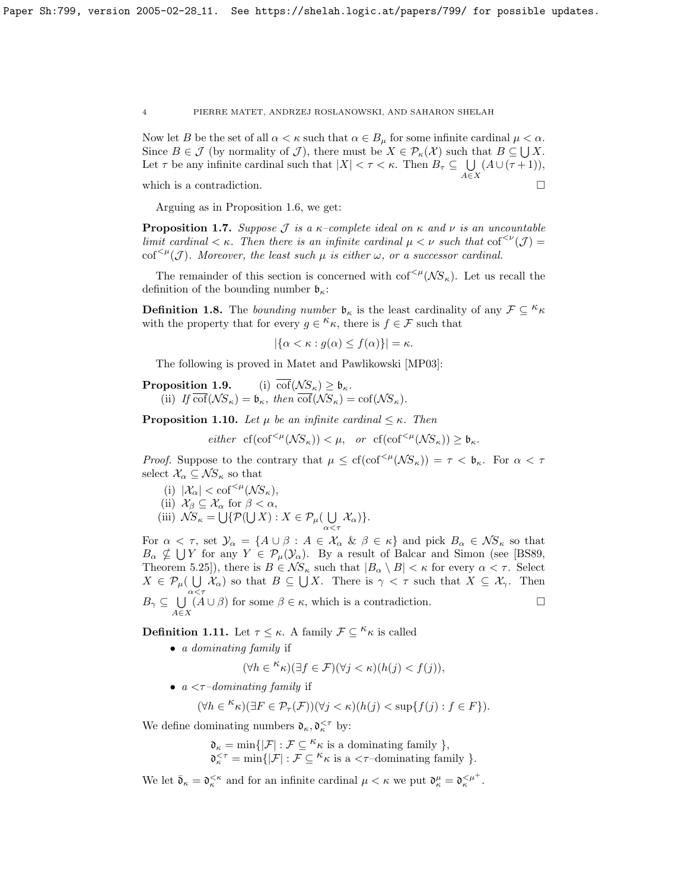Now let $B$ be the set of all $\alpha < \kappa$ such that $\alpha \in B_\mu$ for some infinite cardinal $\mu < \alpha$. Since $B \in \mathcal{J}$ (by normality of $\mathcal{J}$), there must be $X \in \mathcal{P}_\kappa(\mathcal{X})$ such that $B \subseteq \bigcup X$. Let $\tau$ be any infinite cardinal such that $|X| < \tau < \kappa$. Then $B_\tau \subseteq \bigcup\limits_{A \in X} (A \cup (\tau + 1))$, which is a contradiction. $\square$

Arguing as in Proposition 1.6, we get:

**Proposition 1.7.** *Suppose $\mathcal{J}$ is a $\kappa$–complete ideal on $\kappa$ and $\nu$ is an uncountable limit cardinal $< \kappa$. Then there is an infinite cardinal $\mu < \nu$ such that $\mathrm{cof}^{<\nu}(\mathcal{J}) = \mathrm{cof}^{<\mu}(\mathcal{J})$. Moreover, the least such $\mu$ is either $\omega$, or a successor cardinal.*

The remainder of this section is concerned with $\mathrm{cof}^{<\mu}(\mathcal{NS}_\kappa)$. Let us recall the definition of the bounding number $\mathfrak{b}_\kappa$:

**Definition 1.8.** The *bounding number* $\mathfrak{b}_\kappa$ is the least cardinality of any $\mathcal{F} \subseteq {}^\kappa\kappa$ with the property that for every $g \in {}^\kappa\kappa$, there is $f \in \mathcal{F}$ such that

$$|\{\alpha < \kappa : g(\alpha) \le f(\alpha)\}| = \kappa.$$

The following is proved in Matet and Pawlikowski [MP03]:

**Proposition 1.9.** (i) $\overline{\mathrm{cof}}(\mathcal{NS}_\kappa) \ge \mathfrak{b}_\kappa$.
(ii) *If $\overline{\mathrm{cof}}(\mathcal{NS}_\kappa) = \mathfrak{b}_\kappa$, then $\overline{\mathrm{cof}}(\mathcal{NS}_\kappa) = \mathrm{cof}(\mathcal{NS}_\kappa)$.*

**Proposition 1.10.** *Let $\mu$ be an infinite cardinal $\le \kappa$. Then*

$$\textit{either}\ \ \mathrm{cf}(\mathrm{cof}^{<\mu}(\mathcal{NS}_\kappa)) < \mu, \quad \textit{or}\ \ \mathrm{cf}(\mathrm{cof}^{<\mu}(\mathcal{NS}_\kappa)) \ge \mathfrak{b}_\kappa.$$

*Proof.* Suppose to the contrary that $\mu \le \mathrm{cf}(\mathrm{cof}^{<\mu}(\mathcal{NS}_\kappa)) = \tau < \mathfrak{b}_\kappa$. For $\alpha < \tau$ select $\mathcal{X}_\alpha \subseteq \mathcal{NS}_\kappa$ so that

(i) $|\mathcal{X}_\alpha| < \mathrm{cof}^{<\mu}(\mathcal{NS}_\kappa)$,
(ii) $\mathcal{X}_\beta \subseteq \mathcal{X}_\alpha$ for $\beta < \alpha$,
(iii) $\mathcal{NS}_\kappa = \bigcup\{\mathcal{P}(\bigcup X) : X \in \mathcal{P}_\mu(\bigcup\limits_{\alpha<\tau} \mathcal{X}_\alpha)\}$.

For $\alpha < \tau$, set $\mathcal{Y}_\alpha = \{A \cup \beta : A \in \mathcal{X}_\alpha\ \&\ \beta \in \kappa\}$ and pick $B_\alpha \in \mathcal{NS}_\kappa$ so that $B_\alpha \not\subseteq \bigcup Y$ for any $Y \in \mathcal{P}_\mu(\mathcal{Y}_\alpha)$. By a result of Balcar and Simon (see [BS89, Theorem 5.25]), there is $B \in \mathcal{NS}_\kappa$ such that $|B_\alpha \setminus B| < \kappa$ for every $\alpha < \tau$. Select $X \in \mathcal{P}_\mu(\bigcup\limits_{\alpha<\tau} \mathcal{X}_\alpha)$ so that $B \subseteq \bigcup X$. There is $\gamma < \tau$ such that $X \subseteq \mathcal{X}_\gamma$. Then $B_\gamma \subseteq \bigcup\limits_{A \in X} (A \cup \beta)$ for some $\beta \in \kappa$, which is a contradiction. $\square$

**Definition 1.11.** Let $\tau \le \kappa$. A family $\mathcal{F} \subseteq {}^\kappa\kappa$ is called

- *a dominating family* if
$$(\forall h \in {}^\kappa\kappa)(\exists f \in \mathcal{F})(\forall j < \kappa)(h(j) < f(j)),$$
- *a $<\tau$–dominating family* if
$$(\forall h \in {}^\kappa\kappa)(\exists F \in \mathcal{P}_\tau(\mathcal{F}))(\forall j < \kappa)(h(j) < \sup\{f(j) : f \in F\}).$$

We define dominating numbers $\mathfrak{d}_\kappa, \mathfrak{d}_\kappa^{<\tau}$ by:

$$\mathfrak{d}_\kappa = \min\{|\mathcal{F}| : \mathcal{F} \subseteq {}^\kappa\kappa \text{ is a dominating family }\},$$
$$\mathfrak{d}_\kappa^{<\tau} = \min\{|\mathcal{F}| : \mathcal{F} \subseteq {}^\kappa\kappa \text{ is a } <\tau\text{–dominating family }\}.$$

We let $\bar{\mathfrak{d}}_\kappa = \mathfrak{d}_\kappa^{<\kappa}$ and for an infinite cardinal $\mu < \kappa$ we put $\mathfrak{d}_\kappa^\mu = \mathfrak{d}_\kappa^{<\mu^+}$.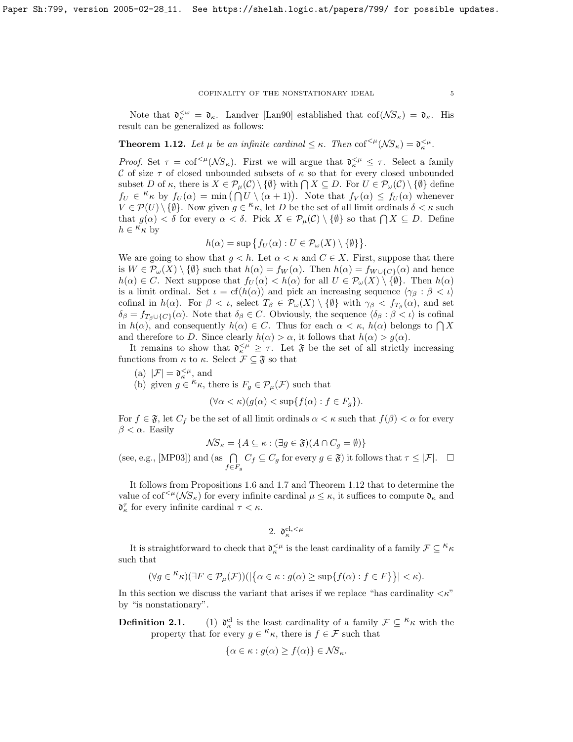Note that $\mathfrak{d}_\kappa^{<\omega} = \mathfrak{d}_\kappa$. Landver [Lan90] established that $\mathrm{cof}(\mathcal{NS}_\kappa) = \mathfrak{d}_\kappa$. His result can be generalized as follows:

**Theorem 1.12.** *Let $\mu$ be an infinite cardinal $\leq \kappa$. Then $\mathrm{cof}^{<\mu}(\mathcal{NS}_\kappa) = \mathfrak{d}_\kappa^{<\mu}$.*

*Proof.* Set $\tau = \mathrm{cof}^{<\mu}(\mathcal{NS}_\kappa)$. First we will argue that $\mathfrak{d}_\kappa^{<\mu} \leq \tau$. Select a family $\mathcal{C}$ of size $\tau$ of closed unbounded subsets of $\kappa$ so that for every closed unbounded subset $D$ of $\kappa$, there is $X \in \mathcal{P}_\mu(\mathcal{C}) \setminus \{\emptyset\}$ with $\bigcap X \subseteq D$. For $U \in \mathcal{P}_\omega(\mathcal{C}) \setminus \{\emptyset\}$ define $f_U \in {}^\kappa\kappa$ by $f_U(\alpha) = \min\big(\bigcap U \setminus (\alpha+1)\big)$. Note that $f_V(\alpha) \leq f_U(\alpha)$ whenever $V \in \mathcal{P}(U) \setminus \{\emptyset\}$. Now given $g \in {}^\kappa\kappa$, let $D$ be the set of all limit ordinals $\delta < \kappa$ such that $g(\alpha) < \delta$ for every $\alpha < \delta$. Pick $X \in \mathcal{P}_\mu(\mathcal{C}) \setminus \{\emptyset\}$ so that $\bigcap X \subseteq D$. Define $h \in {}^\kappa\kappa$ by

$$h(\alpha) = \sup\big\{f_U(\alpha) : U \in \mathcal{P}_\omega(X) \setminus \{\emptyset\}\big\}.$$

We are going to show that $g < h$. Let $\alpha < \kappa$ and $C \in X$. First, suppose that there is $W \in \mathcal{P}_\omega(X) \setminus \{\emptyset\}$ such that $h(\alpha) = f_W(\alpha)$. Then $h(\alpha) = f_{W \cup \{C\}}(\alpha)$ and hence $h(\alpha) \in C$. Next suppose that $f_U(\alpha) < h(\alpha)$ for all $U \in \mathcal{P}_\omega(X) \setminus \{\emptyset\}$. Then $h(\alpha)$ is a limit ordinal. Set $\iota = \mathrm{cf}(h(\alpha))$ and pick an increasing sequence $\langle \gamma_\beta : \beta < \iota \rangle$ cofinal in $h(\alpha)$. For $\beta < \iota$, select $T_\beta \in \mathcal{P}_\omega(X) \setminus \{\emptyset\}$ with $\gamma_\beta < f_{T_\beta}(\alpha)$, and set $\delta_\beta = f_{T_\beta \cup \{C\}}(\alpha)$. Note that $\delta_\beta \in C$. Obviously, the sequence $\langle \delta_\beta : \beta < \iota \rangle$ is cofinal in $h(\alpha)$, and consequently $h(\alpha) \in C$. Thus for each $\alpha < \kappa$, $h(\alpha)$ belongs to $\bigcap X$ and therefore to $D$. Since clearly $h(\alpha) > \alpha$, it follows that $h(\alpha) > g(\alpha)$.

It remains to show that $\mathfrak{d}_\kappa^{<\mu} \geq \tau$. Let $\mathfrak{F}$ be the set of all strictly increasing functions from $\kappa$ to $\kappa$. Select $\mathcal{F} \subseteq \mathfrak{F}$ so that

(a) $|\mathcal{F}| = \mathfrak{d}_\kappa^{<\mu}$, and
(b) given $g \in {}^\kappa\kappa$, there is $F_g \in \mathcal{P}_\mu(\mathcal{F})$ such that

$$(\forall \alpha < \kappa)(g(\alpha) < \sup\{f(\alpha) : f \in F_g\}).$$

For $f \in \mathfrak{F}$, let $C_f$ be the set of all limit ordinals $\alpha < \kappa$ such that $f(\beta) < \alpha$ for every $\beta < \alpha$. Easily

$$\mathcal{NS}_\kappa = \{A \subseteq \kappa : (\exists g \in \mathfrak{F})(A \cap C_g = \emptyset)\}$$

(see, e.g., [MP03]) and (as $\bigcap_{f \in F_g} C_f \subseteq C_g$ for every $g \in \mathfrak{F}$) it follows that $\tau \leq |\mathcal{F}|$. $\square$

It follows from Propositions 1.6 and 1.7 and Theorem 1.12 that to determine the value of $\mathrm{cof}^{<\mu}(\mathcal{NS}_\kappa)$ for every infinite cardinal $\mu \leq \kappa$, it suffices to compute $\mathfrak{d}_\kappa$ and $\mathfrak{d}_\kappa^\tau$ for every infinite cardinal $\tau < \kappa$.

## 2. $\mathfrak{d}_\kappa^{\mathrm{cl},<\mu}$

It is straightforward to check that $\mathfrak{d}_\kappa^{<\mu}$ is the least cardinality of a family $\mathcal{F} \subseteq {}^\kappa\kappa$ such that

$$(\forall g \in {}^\kappa\kappa)(\exists F \in \mathcal{P}_\mu(\mathcal{F}))(|\{\alpha \in \kappa : g(\alpha) \geq \sup\{f(\alpha) : f \in F\}\}| < \kappa).$$

In this section we discuss the variant that arises if we replace "has cardinality $<\kappa$" by "is nonstationary".

**Definition 2.1.** (1) $\mathfrak{d}_\kappa^{\mathrm{cl}}$ is the least cardinality of a family $\mathcal{F} \subseteq {}^\kappa\kappa$ with the property that for every $g \in {}^\kappa\kappa$, there is $f \in \mathcal{F}$ such that

$$\{\alpha \in \kappa : g(\alpha) \geq f(\alpha)\} \in \mathcal{NS}_\kappa.$$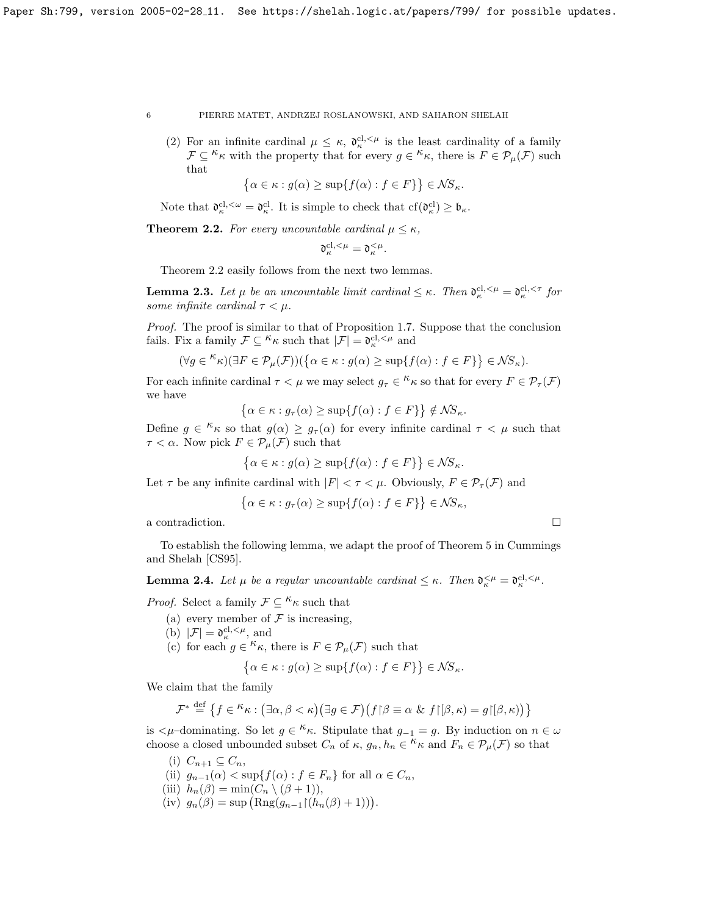(2) For an infinite cardinal $\mu \leq \kappa$, $\mathfrak{d}_\kappa^{\mathrm{cl},<\mu}$ is the least cardinality of a family $\mathcal{F} \subseteq {}^\kappa\kappa$ with the property that for every $g \in {}^\kappa\kappa$, there is $F \in \mathcal{P}_\mu(\mathcal{F})$ such that

$$\{\alpha \in \kappa : g(\alpha) \geq \sup\{f(\alpha) : f \in F\}\} \in \mathcal{NS}_\kappa.$$

Note that $\mathfrak{d}_\kappa^{\mathrm{cl},<\omega} = \mathfrak{d}_\kappa^{\mathrm{cl}}$. It is simple to check that $\mathrm{cf}(\mathfrak{d}_\kappa^{\mathrm{cl}}) \geq \mathfrak{b}_\kappa$.

**Theorem 2.2.** *For every uncountable cardinal $\mu \leq \kappa$,*

$$\mathfrak{d}_\kappa^{\mathrm{cl},<\mu} = \mathfrak{d}_\kappa^{<\mu}.$$

Theorem 2.2 easily follows from the next two lemmas.

**Lemma 2.3.** *Let $\mu$ be an uncountable limit cardinal $\leq \kappa$. Then $\mathfrak{d}_\kappa^{\mathrm{cl},<\mu} = \mathfrak{d}_\kappa^{\mathrm{cl},<\tau}$ for some infinite cardinal $\tau < \mu$.*

*Proof.* The proof is similar to that of Proposition 1.7. Suppose that the conclusion fails. Fix a family $\mathcal{F} \subseteq {}^\kappa\kappa$ such that $|\mathcal{F}| = \mathfrak{d}_\kappa^{\mathrm{cl},<\mu}$ and

$$(\forall g \in {}^\kappa\kappa)(\exists F \in \mathcal{P}_\mu(\mathcal{F}))(\{\alpha \in \kappa : g(\alpha) \geq \sup\{f(\alpha) : f \in F\}\} \in \mathcal{NS}_\kappa).$$

For each infinite cardinal $\tau < \mu$ we may select $g_\tau \in {}^\kappa\kappa$ so that for every $F \in \mathcal{P}_\tau(\mathcal{F})$ we have

$$\{\alpha \in \kappa : g_\tau(\alpha) \geq \sup\{f(\alpha) : f \in F\}\} \notin \mathcal{NS}_\kappa.$$

Define $g \in {}^\kappa\kappa$ so that $g(\alpha) \geq g_\tau(\alpha)$ for every infinite cardinal $\tau < \mu$ such that $\tau < \alpha$. Now pick $F \in \mathcal{P}_\mu(\mathcal{F})$ such that

$$\{\alpha \in \kappa : g(\alpha) \geq \sup\{f(\alpha) : f \in F\}\} \in \mathcal{NS}_\kappa.$$

Let $\tau$ be any infinite cardinal with $|F| < \tau < \mu$. Obviously, $F \in \mathcal{P}_\tau(\mathcal{F})$ and

$$\{\alpha \in \kappa : g_\tau(\alpha) \geq \sup\{f(\alpha) : f \in F\}\} \in \mathcal{NS}_\kappa,$$

a contradiction. $\square$

To establish the following lemma, we adapt the proof of Theorem 5 in Cummings and Shelah [CS95].

**Lemma 2.4.** *Let $\mu$ be a regular uncountable cardinal $\leq \kappa$. Then $\mathfrak{d}_\kappa^{<\mu} = \mathfrak{d}_\kappa^{\mathrm{cl},<\mu}$.*

*Proof.* Select a family $\mathcal{F} \subseteq {}^\kappa\kappa$ such that

(a) every member of $\mathcal{F}$ is increasing,
(b) $|\mathcal{F}| = \mathfrak{d}_\kappa^{\mathrm{cl},<\mu}$, and
(c) for each $g \in {}^\kappa\kappa$, there is $F \in \mathcal{P}_\mu(\mathcal{F})$ such that

$$\{\alpha \in \kappa : g(\alpha) \geq \sup\{f(\alpha) : f \in F\}\} \in \mathcal{NS}_\kappa.$$

We claim that the family

$$\mathcal{F}^* \stackrel{\mathrm{def}}{=} \{f \in {}^\kappa\kappa : (\exists \alpha, \beta < \kappa)(\exists g \in \mathcal{F})(f{\restriction}\beta \equiv \alpha \ \&\ f{\restriction}[\beta,\kappa) = g{\restriction}[\beta,\kappa))\}$$

is $<\mu$–dominating. So let $g \in {}^\kappa\kappa$. Stipulate that $g_{-1} = g$. By induction on $n \in \omega$ choose a closed unbounded subset $C_n$ of $\kappa$, $g_n, h_n \in {}^\kappa\kappa$ and $F_n \in \mathcal{P}_\mu(\mathcal{F})$ so that

(i) $C_{n+1} \subseteq C_n$,
(ii) $g_{n-1}(\alpha) < \sup\{f(\alpha) : f \in F_n\}$ for all $\alpha \in C_n$,
(iii) $h_n(\beta) = \min(C_n \setminus (\beta + 1))$,
(iv) $g_n(\beta) = \sup\big(\mathrm{Rng}(g_{n-1}{\restriction}(h_n(\beta) + 1))\big)$.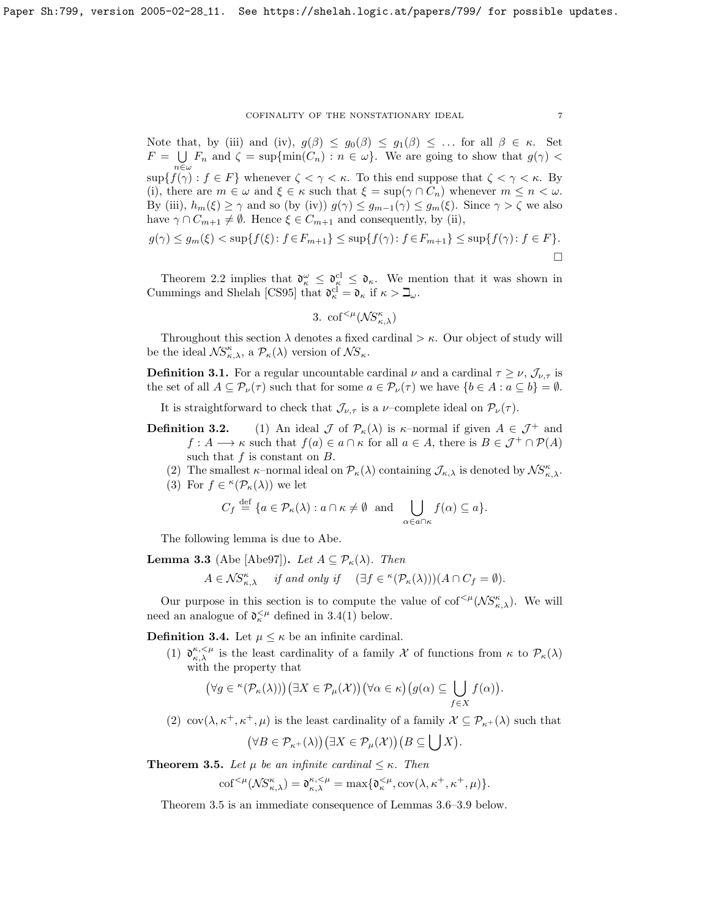Note that, by (iii) and (iv), $g(\beta) \le g_0(\beta) \le g_1(\beta) \le \dots$ for all $\beta \in \kappa$. Set $F = \bigcup_{n\in\omega} F_n$ and $\zeta = \sup\{\min(C_n) : n \in \omega\}$. We are going to show that $g(\gamma) < \sup\{f(\gamma) : f \in F\}$ whenever $\zeta < \gamma < \kappa$. To this end suppose that $\zeta < \gamma < \kappa$. By (i), there are $m \in \omega$ and $\xi \in \kappa$ such that $\xi = \sup(\gamma \cap C_n)$ whenever $m \le n < \omega$. By (iii), $h_m(\xi) \ge \gamma$ and so (by (iv)) $g(\gamma) \le g_{m-1}(\gamma) \le g_m(\xi)$. Since $\gamma > \zeta$ we also have $\gamma \cap C_{m+1} \ne \emptyset$. Hence $\xi \in C_{m+1}$ and consequently, by (ii),

$$g(\gamma) \le g_m(\xi) < \sup\{f(\xi) : f \in F_{m+1}\} \le \sup\{f(\gamma) : f \in F_{m+1}\} \le \sup\{f(\gamma) : f \in F\}.$$

$\square$

Theorem 2.2 implies that $\mathfrak{d}^{\omega}_{\kappa} \le \mathfrak{d}^{\mathrm{cl}}_{\kappa} \le \mathfrak{d}_{\kappa}$. We mention that it was shown in Cummings and Shelah [CS95] that $\mathfrak{d}^{\mathrm{cl}}_{\kappa} = \mathfrak{d}_{\kappa}$ if $\kappa > \beth_\omega$.

## 3. $\mathrm{cof}^{<\mu}(\mathcal{NS}^{\kappa}_{\kappa,\lambda})$

Throughout this section $\lambda$ denotes a fixed cardinal $> \kappa$. Our object of study will be the ideal $\mathcal{NS}^{\kappa}_{\kappa,\lambda}$, a $\mathcal{P}_\kappa(\lambda)$ version of $\mathcal{NS}_\kappa$.

**Definition 3.1.** For a regular uncountable cardinal $\nu$ and a cardinal $\tau \ge \nu$, $\mathcal{J}_{\nu,\tau}$ is the set of all $A \subseteq \mathcal{P}_\nu(\tau)$ such that for some $a \in \mathcal{P}_\nu(\tau)$ we have $\{b \in A : a \subseteq b\} = \emptyset$.

It is straightforward to check that $\mathcal{J}_{\nu,\tau}$ is a $\nu$–complete ideal on $\mathcal{P}_\nu(\tau)$.

**Definition 3.2.**

1. An ideal $\mathcal{J}$ of $\mathcal{P}_\kappa(\lambda)$ is $\kappa$–normal if given $A \in \mathcal{J}^+$ and $f : A \longrightarrow \kappa$ such that $f(a) \in a \cap \kappa$ for all $a \in A$, there is $B \in \mathcal{J}^+ \cap \mathcal{P}(A)$ such that $f$ is constant on $B$.
2. The smallest $\kappa$–normal ideal on $\mathcal{P}_\kappa(\lambda)$ containing $\mathcal{J}_{\kappa,\lambda}$ is denoted by $\mathcal{NS}^{\kappa}_{\kappa,\lambda}$.
3. For $f \in {}^{\kappa}(\mathcal{P}_\kappa(\lambda))$ we let
$$C_f \stackrel{\mathrm{def}}{=} \{a \in \mathcal{P}_\kappa(\lambda) : a \cap \kappa \ne \emptyset \ \text{ and } \bigcup_{\alpha \in a\cap\kappa} f(\alpha) \subseteq a\}.$$

The following lemma is due to Abe.

**Lemma 3.3** (Abe [Abe97])**.** *Let $A \subseteq \mathcal{P}_\kappa(\lambda)$. Then*

$$A \in \mathcal{NS}^{\kappa}_{\kappa,\lambda} \quad \text{if and only if} \quad (\exists f \in {}^{\kappa}(\mathcal{P}_\kappa(\lambda)))(A \cap C_f = \emptyset).$$

Our purpose in this section is to compute the value of $\mathrm{cof}^{<\mu}(\mathcal{NS}^{\kappa}_{\kappa,\lambda})$. We will need an analogue of $\mathfrak{d}^{<\mu}_{\kappa}$ defined in 3.4(1) below.

**Definition 3.4.** Let $\mu \le \kappa$ be an infinite cardinal.

1. $\mathfrak{d}^{\kappa,<\mu}_{\kappa,\lambda}$ is the least cardinality of a family $\mathcal{X}$ of functions from $\kappa$ to $\mathcal{P}_\kappa(\lambda)$ with the property that
$$\big(\forall g \in {}^{\kappa}(\mathcal{P}_\kappa(\lambda))\big)\big(\exists X \in \mathcal{P}_\mu(\mathcal{X})\big)\big(\forall \alpha \in \kappa\big)\big(g(\alpha) \subseteq \bigcup_{f \in X} f(\alpha)\big).$$
2. $\mathrm{cov}(\lambda, \kappa^+, \kappa^+, \mu)$ is the least cardinality of a family $\mathcal{X} \subseteq \mathcal{P}_{\kappa^+}(\lambda)$ such that
$$\big(\forall B \in \mathcal{P}_{\kappa^+}(\lambda)\big)\big(\exists X \in \mathcal{P}_\mu(\mathcal{X})\big)\big(B \subseteq \bigcup X\big).$$

**Theorem 3.5.** *Let $\mu$ be an infinite cardinal $\le \kappa$. Then*

$$\mathrm{cof}^{<\mu}(\mathcal{NS}^{\kappa}_{\kappa,\lambda}) = \mathfrak{d}^{\kappa,<\mu}_{\kappa,\lambda} = \max\{\mathfrak{d}^{<\mu}_{\kappa}, \mathrm{cov}(\lambda, \kappa^+, \kappa^+, \mu)\}.$$

Theorem 3.5 is an immediate consequence of Lemmas 3.6–3.9 below.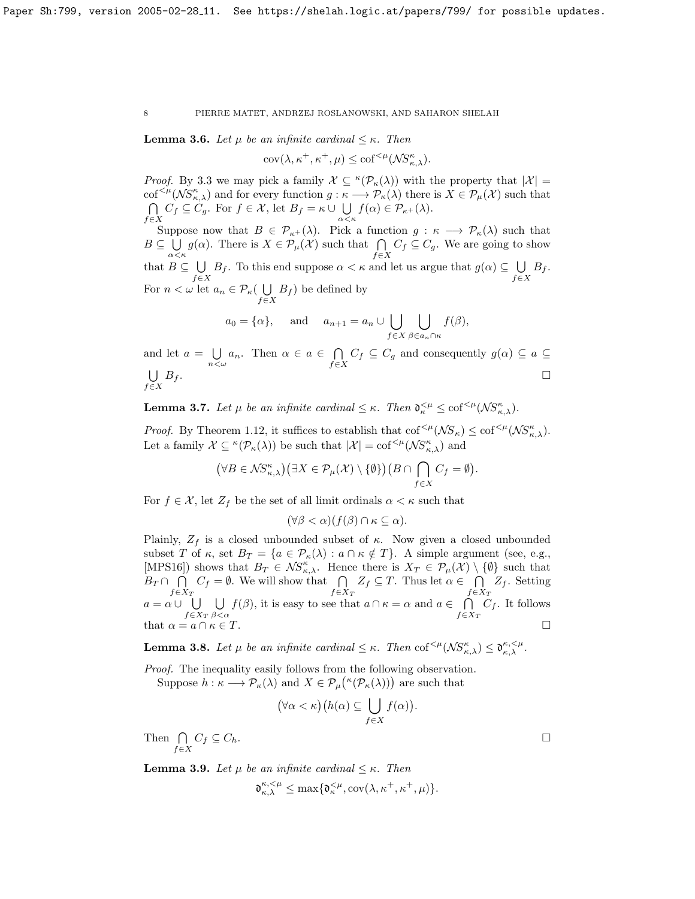**Lemma 3.6.** *Let $\mu$ be an infinite cardinal $\leq \kappa$. Then*

$$\mathrm{cov}(\lambda, \kappa^+, \kappa^+, \mu) \leq \mathrm{cof}^{<\mu}(\mathcal{NS}^\kappa_{\kappa,\lambda}).$$

*Proof.* By 3.3 we may pick a family $\mathcal{X} \subseteq {}^\kappa(\mathcal{P}_\kappa(\lambda))$ with the property that $|\mathcal{X}| = \mathrm{cof}^{<\mu}(\mathcal{NS}^\kappa_{\kappa,\lambda})$ and for every function $g : \kappa \longrightarrow \mathcal{P}_\kappa(\lambda)$ there is $X \in \mathcal{P}_\mu(\mathcal{X})$ such that $\bigcap\limits_{f \in X} C_f \subseteq C_g$. For $f \in \mathcal{X}$, let $B_f = \kappa \cup \bigcup\limits_{\alpha<\kappa} f(\alpha) \in \mathcal{P}_{\kappa^+}(\lambda)$.

Suppose now that $B \in \mathcal{P}_{\kappa^+}(\lambda)$. Pick a function $g : \kappa \longrightarrow \mathcal{P}_\kappa(\lambda)$ such that $B \subseteq \bigcup\limits_{\alpha<\kappa} g(\alpha)$. There is $X \in \mathcal{P}_\mu(\mathcal{X})$ such that $\bigcap\limits_{f \in X} C_f \subseteq C_g$. We are going to show that $B \subseteq \bigcup\limits_{f \in X} B_f$. To this end suppose $\alpha < \kappa$ and let us argue that $g(\alpha) \subseteq \bigcup\limits_{f \in X} B_f$. For $n < \omega$ let $a_n \in \mathcal{P}_\kappa(\bigcup\limits_{f \in X} B_f)$ be defined by

$$a_0 = \{\alpha\}, \quad \text{and} \quad a_{n+1} = a_n \cup \bigcup_{f \in X} \bigcup_{\beta \in a_n \cap \kappa} f(\beta),$$

and let $a = \bigcup\limits_{n<\omega} a_n$. Then $\alpha \in a \in \bigcap\limits_{f \in X} C_f \subseteq C_g$ and consequently $g(\alpha) \subseteq a \subseteq \bigcup\limits_{f \in X} B_f$. $\square$

**Lemma 3.7.** *Let $\mu$ be an infinite cardinal $\leq \kappa$. Then $\mathfrak{d}^{<\mu}_\kappa \leq \mathrm{cof}^{<\mu}(\mathcal{NS}^\kappa_{\kappa,\lambda})$.*

*Proof.* By Theorem 1.12, it suffices to establish that $\mathrm{cof}^{<\mu}(\mathcal{NS}_\kappa) \leq \mathrm{cof}^{<\mu}(\mathcal{NS}^\kappa_{\kappa,\lambda})$. Let a family $\mathcal{X} \subseteq {}^\kappa(\mathcal{P}_\kappa(\lambda))$ be such that $|\mathcal{X}| = \mathrm{cof}^{<\mu}(\mathcal{NS}^\kappa_{\kappa,\lambda})$ and

$$\big(\forall B \in \mathcal{NS}^\kappa_{\kappa,\lambda}\big)\big(\exists X \in \mathcal{P}_\mu(\mathcal{X}) \setminus \{\emptyset\}\big)\big(B \cap \bigcap_{f \in X} C_f = \emptyset\big).$$

For $f \in \mathcal{X}$, let $Z_f$ be the set of all limit ordinals $\alpha < \kappa$ such that

$$(\forall \beta < \alpha)(f(\beta) \cap \kappa \subseteq \alpha).$$

Plainly, $Z_f$ is a closed unbounded subset of $\kappa$. Now given a closed unbounded subset $T$ of $\kappa$, set $B_T = \{a \in \mathcal{P}_\kappa(\lambda) : a \cap \kappa \notin T\}$. A simple argument (see, e.g., [MPS16]) shows that $B_T \in \mathcal{NS}^\kappa_{\kappa,\lambda}$. Hence there is $X_T \in \mathcal{P}_\mu(\mathcal{X}) \setminus \{\emptyset\}$ such that $B_T \cap \bigcap\limits_{f \in X_T} C_f = \emptyset$. We will show that $\bigcap\limits_{f \in X_T} Z_f \subseteq T$. Thus let $\alpha \in \bigcap\limits_{f \in X_T} Z_f$. Setting $a = \alpha \cup \bigcup\limits_{f \in X_T} \bigcup\limits_{\beta<\alpha} f(\beta)$, it is easy to see that $a \cap \kappa = \alpha$ and $a \in \bigcap\limits_{f \in X_T} C_f$. It follows that $\alpha = a \cap \kappa \in T$. $\square$

**Lemma 3.8.** *Let $\mu$ be an infinite cardinal $\leq \kappa$. Then $\mathrm{cof}^{<\mu}(\mathcal{NS}^\kappa_{\kappa,\lambda}) \leq \mathfrak{d}^{\kappa,<\mu}_{\kappa,\lambda}$.*

*Proof.* The inequality easily follows from the following observation.

Suppose $h : \kappa \longrightarrow \mathcal{P}_\kappa(\lambda)$ and $X \in \mathcal{P}_\mu\big({}^\kappa(\mathcal{P}_\kappa(\lambda))\big)$ are such that

$$\big(\forall \alpha < \kappa\big)\big(h(\alpha) \subseteq \bigcup_{f \in X} f(\alpha)\big).$$

Then $\bigcap\limits_{f \in X} C_f \subseteq C_h$. $\square$

**Lemma 3.9.** *Let $\mu$ be an infinite cardinal $\leq \kappa$. Then*

$$\mathfrak{d}^{\kappa,<\mu}_{\kappa,\lambda} \leq \max\{\mathfrak{d}^{<\mu}_\kappa, \mathrm{cov}(\lambda, \kappa^+, \kappa^+, \mu)\}.$$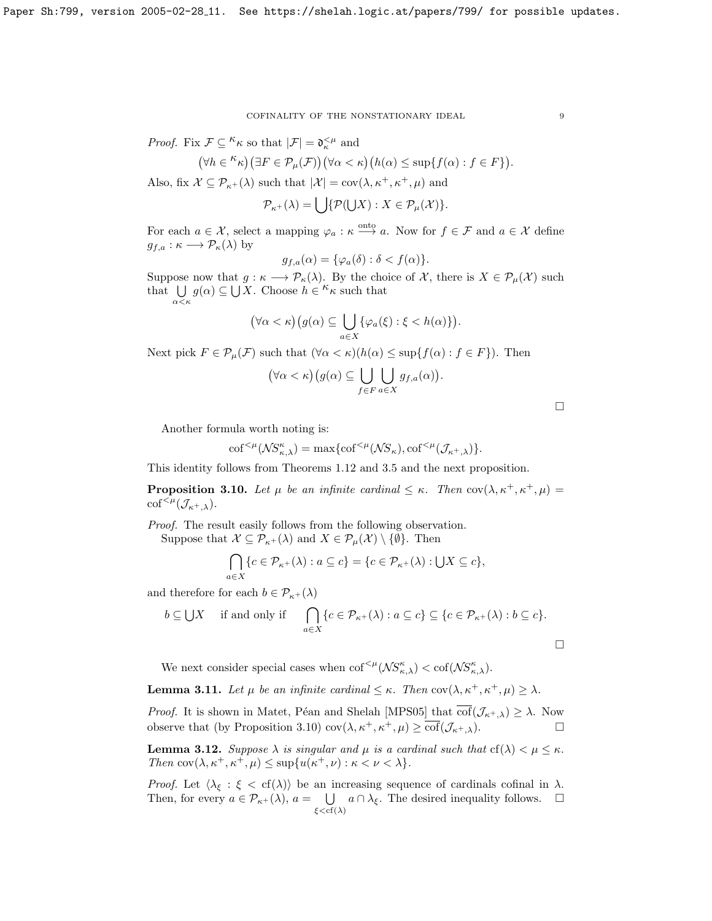*Proof.* Fix $\mathcal{F} \subseteq {}^{\kappa}\kappa$ so that $|\mathcal{F}| = \mathfrak{d}_{\kappa}^{<\mu}$ and

$$\big(\forall h \in {}^{\kappa}\kappa\big)\big(\exists F \in \mathcal{P}_{\mu}(\mathcal{F})\big)\big(\forall \alpha < \kappa\big)\big(h(\alpha) \leq \sup\{f(\alpha) : f \in F\}\big).$$

Also, fix $\mathcal{X} \subseteq \mathcal{P}_{\kappa^+}(\lambda)$ such that $|\mathcal{X}| = \mathrm{cov}(\lambda, \kappa^+, \kappa^+, \mu)$ and

$$\mathcal{P}_{\kappa^+}(\lambda) = \bigcup\{\mathcal{P}(\bigcup X) : X \in \mathcal{P}_{\mu}(\mathcal{X})\}.$$

For each $a \in \mathcal{X}$, select a mapping $\varphi_a : \kappa \overset{\text{onto}}{\longrightarrow} a$. Now for $f \in \mathcal{F}$ and $a \in \mathcal{X}$ define $g_{f,a} : \kappa \longrightarrow \mathcal{P}_{\kappa}(\lambda)$ by

$$g_{f,a}(\alpha) = \{\varphi_a(\delta) : \delta < f(\alpha)\}.$$

Suppose now that $g : \kappa \longrightarrow \mathcal{P}_{\kappa}(\lambda)$. By the choice of $\mathcal{X}$, there is $X \in \mathcal{P}_{\mu}(\mathcal{X})$ such that $\bigcup\limits_{\alpha<\kappa} g(\alpha) \subseteq \bigcup X$. Choose $h \in {}^{\kappa}\kappa$ such that

$$\big(\forall \alpha < \kappa\big)\big(g(\alpha) \subseteq \bigcup_{a \in X}\{\varphi_a(\xi) : \xi < h(\alpha)\}\big).$$

Next pick $F \in \mathcal{P}_{\mu}(\mathcal{F})$ such that $(\forall \alpha < \kappa)(h(\alpha) \leq \sup\{f(\alpha) : f \in F\})$. Then

$$\big(\forall \alpha < \kappa\big)\big(g(\alpha) \subseteq \bigcup_{f \in F}\bigcup_{a \in X} g_{f,a}(\alpha)\big).$$

$\square$

Another formula worth noting is:

$$\mathrm{cof}^{<\mu}(\mathcal{NS}^{\kappa}_{\kappa,\lambda}) = \max\{\mathrm{cof}^{<\mu}(\mathcal{NS}_{\kappa}), \mathrm{cof}^{<\mu}(\mathcal{J}_{\kappa^+,\lambda})\}.$$

This identity follows from Theorems 1.12 and 3.5 and the next proposition.

**Proposition 3.10.** *Let $\mu$ be an infinite cardinal $\leq \kappa$. Then $\mathrm{cov}(\lambda, \kappa^+, \kappa^+, \mu) = \mathrm{cof}^{<\mu}(\mathcal{J}_{\kappa^+,\lambda})$.*

*Proof.* The result easily follows from the following observation.

Suppose that $\mathcal{X} \subseteq \mathcal{P}_{\kappa^+}(\lambda)$ and $X \in \mathcal{P}_{\mu}(\mathcal{X}) \setminus \{\emptyset\}$. Then

$$\bigcap_{a \in X}\{c \in \mathcal{P}_{\kappa^+}(\lambda) : a \subseteq c\} = \{c \in \mathcal{P}_{\kappa^+}(\lambda) : \bigcup X \subseteq c\},$$

and therefore for each $b \in \mathcal{P}_{\kappa^+}(\lambda)$

$$b \subseteq \bigcup X \quad \text{if and only if} \quad \bigcap_{a \in X}\{c \in \mathcal{P}_{\kappa^+}(\lambda) : a \subseteq c\} \subseteq \{c \in \mathcal{P}_{\kappa^+}(\lambda) : b \subseteq c\}.$$

$\square$

We next consider special cases when $\mathrm{cof}^{<\mu}(\mathcal{NS}^{\kappa}_{\kappa,\lambda}) < \mathrm{cof}(\mathcal{NS}^{\kappa}_{\kappa,\lambda})$.

**Lemma 3.11.** *Let $\mu$ be an infinite cardinal $\leq \kappa$. Then $\mathrm{cov}(\lambda, \kappa^+, \kappa^+, \mu) \geq \lambda$.*

*Proof.* It is shown in Matet, Péan and Shelah [MPS05] that $\overline{\mathrm{cof}}(\mathcal{J}_{\kappa^+,\lambda}) \geq \lambda$. Now observe that (by Proposition 3.10) $\mathrm{cov}(\lambda, \kappa^+, \kappa^+, \mu) \geq \overline{\mathrm{cof}}(\mathcal{J}_{\kappa^+,\lambda})$. $\square$

**Lemma 3.12.** *Suppose $\lambda$ is singular and $\mu$ is a cardinal such that $\mathrm{cf}(\lambda) < \mu \leq \kappa$. Then $\mathrm{cov}(\lambda, \kappa^+, \kappa^+, \mu) \leq \sup\{u(\kappa^+, \nu) : \kappa < \nu < \lambda\}$.*

*Proof.* Let $\langle \lambda_{\xi} : \xi < \mathrm{cf}(\lambda)\rangle$ be an increasing sequence of cardinals cofinal in $\lambda$. Then, for every $a \in \mathcal{P}_{\kappa^+}(\lambda)$, $a = \bigcup\limits_{\xi<\mathrm{cf}(\lambda)} a \cap \lambda_{\xi}$. The desired inequality follows. $\square$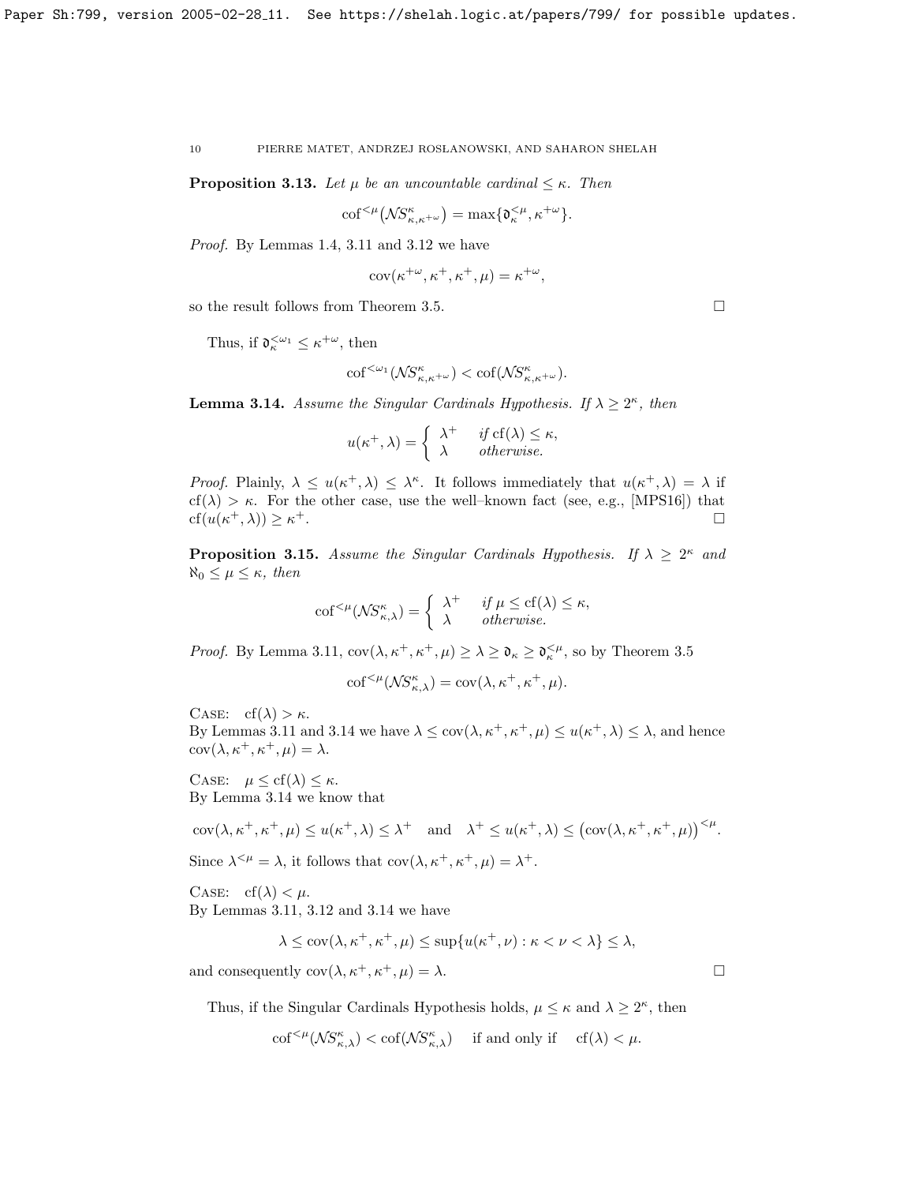**Proposition 3.13.** *Let $\mu$ be an uncountable cardinal $\leq \kappa$. Then*

$$\mathrm{cof}^{<\mu}(\mathcal{NS}^{\kappa}_{\kappa,\kappa^{+\omega}}) = \max\{\mathfrak{d}^{<\mu}_{\kappa}, \kappa^{+\omega}\}.$$

*Proof.* By Lemmas 1.4, 3.11 and 3.12 we have

$$\mathrm{cov}(\kappa^{+\omega}, \kappa^{+}, \kappa^{+}, \mu) = \kappa^{+\omega},$$

so the result follows from Theorem 3.5. $\square$

Thus, if $\mathfrak{d}^{<\omega_1}_{\kappa} \leq \kappa^{+\omega}$, then

$$\mathrm{cof}^{<\omega_1}(\mathcal{NS}^{\kappa}_{\kappa,\kappa^{+\omega}}) < \mathrm{cof}(\mathcal{NS}^{\kappa}_{\kappa,\kappa^{+\omega}}).$$

**Lemma 3.14.** *Assume the Singular Cardinals Hypothesis. If $\lambda \geq 2^{\kappa}$, then*

$$u(\kappa^{+}, \lambda) = \begin{cases} \lambda^{+} & \text{if } \mathrm{cf}(\lambda) \leq \kappa, \\ \lambda & \text{otherwise.} \end{cases}$$

*Proof.* Plainly, $\lambda \leq u(\kappa^{+}, \lambda) \leq \lambda^{\kappa}$. It follows immediately that $u(\kappa^{+}, \lambda) = \lambda$ if $\mathrm{cf}(\lambda) > \kappa$. For the other case, use the well–known fact (see, e.g., [MPS16]) that $\mathrm{cf}(u(\kappa^{+}, \lambda)) \geq \kappa^{+}$. $\square$

**Proposition 3.15.** *Assume the Singular Cardinals Hypothesis. If $\lambda \geq 2^{\kappa}$ and $\aleph_0 \leq \mu \leq \kappa$, then*

$$\mathrm{cof}^{<\mu}(\mathcal{NS}^{\kappa}_{\kappa,\lambda}) = \begin{cases} \lambda^{+} & \text{if } \mu \leq \mathrm{cf}(\lambda) \leq \kappa, \\ \lambda & \text{otherwise.} \end{cases}$$

*Proof.* By Lemma 3.11, $\mathrm{cov}(\lambda, \kappa^{+}, \kappa^{+}, \mu) \geq \lambda \geq \mathfrak{d}_{\kappa} \geq \mathfrak{d}^{<\mu}_{\kappa}$, so by Theorem 3.5

$$\mathrm{cof}^{<\mu}(\mathcal{NS}^{\kappa}_{\kappa,\lambda}) = \mathrm{cov}(\lambda, \kappa^{+}, \kappa^{+}, \mu).$$

CASE: $\mathrm{cf}(\lambda) > \kappa$.
By Lemmas 3.11 and 3.14 we have $\lambda \leq \mathrm{cov}(\lambda, \kappa^{+}, \kappa^{+}, \mu) \leq u(\kappa^{+}, \lambda) \leq \lambda$, and hence $\mathrm{cov}(\lambda, \kappa^{+}, \kappa^{+}, \mu) = \lambda$.

CASE: $\mu \leq \mathrm{cf}(\lambda) \leq \kappa$.
By Lemma 3.14 we know that

$$\mathrm{cov}(\lambda, \kappa^{+}, \kappa^{+}, \mu) \leq u(\kappa^{+}, \lambda) \leq \lambda^{+} \quad \text{and} \quad \lambda^{+} \leq u(\kappa^{+}, \lambda) \leq \left(\mathrm{cov}(\lambda, \kappa^{+}, \kappa^{+}, \mu)\right)^{<\mu}.$$

Since $\lambda^{<\mu} = \lambda$, it follows that $\mathrm{cov}(\lambda, \kappa^{+}, \kappa^{+}, \mu) = \lambda^{+}$.

CASE: $\mathrm{cf}(\lambda) < \mu$.
By Lemmas 3.11, 3.12 and 3.14 we have

$$\lambda \leq \mathrm{cov}(\lambda, \kappa^{+}, \kappa^{+}, \mu) \leq \sup\{u(\kappa^{+}, \nu) : \kappa < \nu < \lambda\} \leq \lambda,$$

and consequently $\mathrm{cov}(\lambda, \kappa^{+}, \kappa^{+}, \mu) = \lambda$. $\square$

Thus, if the Singular Cardinals Hypothesis holds, $\mu \leq \kappa$ and $\lambda \geq 2^{\kappa}$, then

$$\mathrm{cof}^{<\mu}(\mathcal{NS}^{\kappa}_{\kappa,\lambda}) < \mathrm{cof}(\mathcal{NS}^{\kappa}_{\kappa,\lambda}) \quad \text{if and only if} \quad \mathrm{cf}(\lambda) < \mu.$$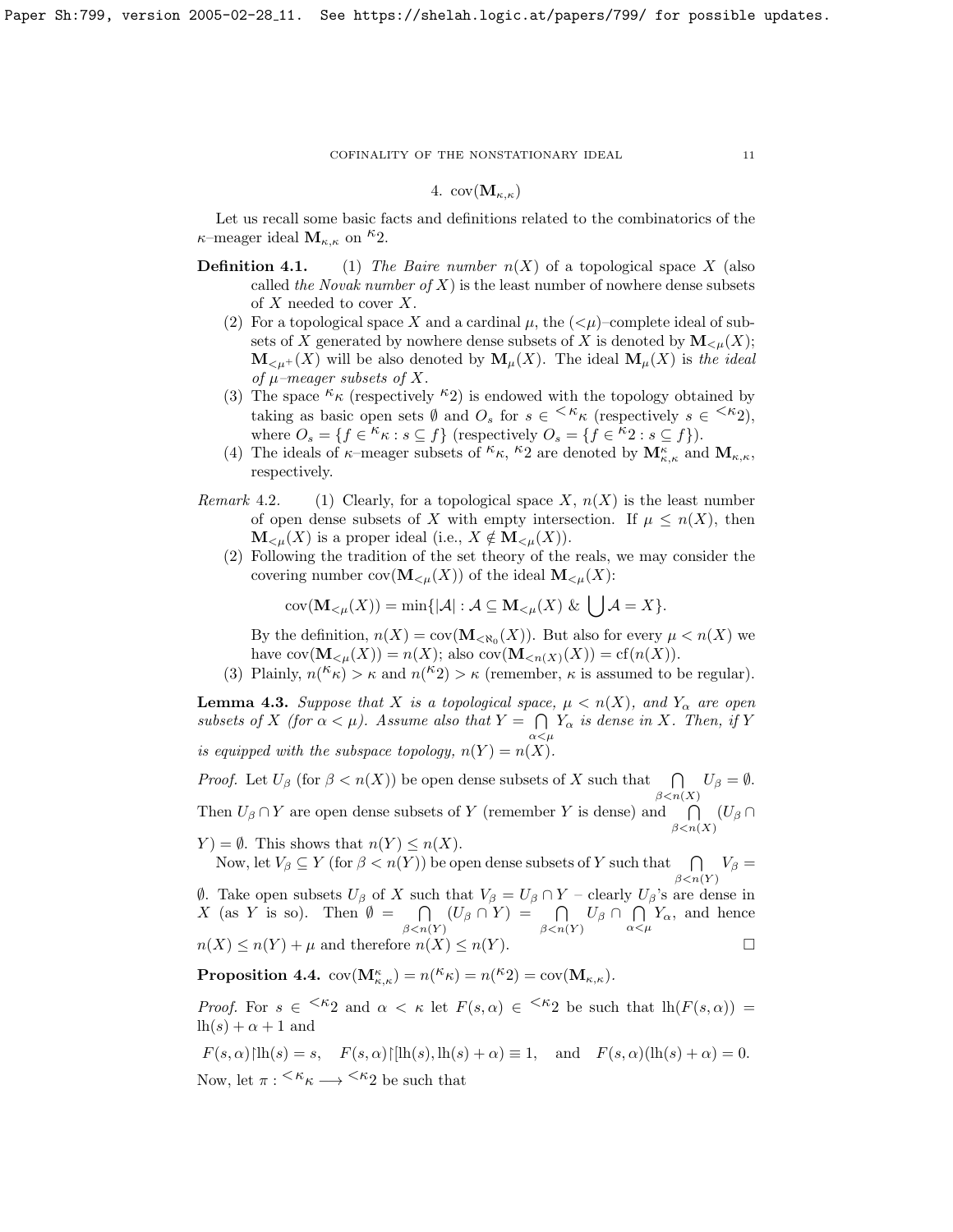## 4. $\operatorname{cov}(\mathbf{M}_{\kappa,\kappa})$

Let us recall some basic facts and definitions related to the combinatorics of the $\kappa$–meager ideal $\mathbf{M}_{\kappa,\kappa}$ on ${}^{\kappa}2$.

**Definition 4.1.** (1) *The Baire number $n(X)$ of a topological space $X$ (also called the Novak number of $X$) is the least number of nowhere dense subsets of $X$ needed to cover $X$.*

(2) For a topological space $X$ and a cardinal $\mu$, the $(<\mu)$–complete ideal of subsets of $X$ generated by nowhere dense subsets of $X$ is denoted by $\mathbf{M}_{<\mu}(X)$; $\mathbf{M}_{<\mu^+}(X)$ will be also denoted by $\mathbf{M}_{\mu}(X)$. The ideal $\mathbf{M}_{\mu}(X)$ is *the ideal of $\mu$–meager subsets of $X$.*

(3) The space ${}^{\kappa}\kappa$ (respectively ${}^{\kappa}2$) is endowed with the topology obtained by taking as basic open sets $\emptyset$ and $O_s$ for $s \in {}^{<\kappa}\kappa$ (respectively $s \in {}^{<\kappa}2$), where $O_s = \{f \in {}^{\kappa}\kappa : s \subseteq f\}$ (respectively $O_s = \{f \in {}^{\kappa}2 : s \subseteq f\}$).

(4) The ideals of $\kappa$–meager subsets of ${}^{\kappa}\kappa$, ${}^{\kappa}2$ are denoted by $\mathbf{M}^{\kappa}_{\kappa,\kappa}$ and $\mathbf{M}_{\kappa,\kappa}$, respectively.

*Remark* 4.2. (1) Clearly, for a topological space $X$, $n(X)$ is the least number of open dense subsets of $X$ with empty intersection. If $\mu \le n(X)$, then $\mathbf{M}_{<\mu}(X)$ is a proper ideal (i.e., $X \notin \mathbf{M}_{<\mu}(X)$).

(2) Following the tradition of the set theory of the reals, we may consider the covering number $\operatorname{cov}(\mathbf{M}_{<\mu}(X))$ of the ideal $\mathbf{M}_{<\mu}(X)$:

$$\operatorname{cov}(\mathbf{M}_{<\mu}(X)) = \min\{|\mathcal{A}| : \mathcal{A} \subseteq \mathbf{M}_{<\mu}(X) \ \&\ \bigcup \mathcal{A} = X\}.$$

By the definition, $n(X) = \operatorname{cov}(\mathbf{M}_{<\aleph_0}(X))$. But also for every $\mu < n(X)$ we have $\operatorname{cov}(\mathbf{M}_{<\mu}(X)) = n(X)$; also $\operatorname{cov}(\mathbf{M}_{<n(X)}(X)) = \operatorname{cf}(n(X))$.

(3) Plainly, $n({}^{\kappa}\kappa) > \kappa$ and $n({}^{\kappa}2) > \kappa$ (remember, $\kappa$ is assumed to be regular).

**Lemma 4.3.** *Suppose that $X$ is a topological space, $\mu < n(X)$, and $Y_\alpha$ are open subsets of $X$ (for $\alpha < \mu$). Assume also that $Y = \bigcap\limits_{\alpha<\mu} Y_\alpha$ is dense in $X$. Then, if $Y$ is equipped with the subspace topology, $n(Y) = n(X)$.*

*Proof.* Let $U_\beta$ (for $\beta < n(X)$) be open dense subsets of $X$ such that $\bigcap\limits_{\beta<n(X)} U_\beta = \emptyset$. Then $U_\beta \cap Y$ are open dense subsets of $Y$ (remember $Y$ is dense) and $\bigcap\limits_{\beta<n(X)} (U_\beta \cap Y) = \emptyset$. This shows that $n(Y) \le n(X)$.

Now, let $V_\beta \subseteq Y$ (for $\beta < n(Y)$) be open dense subsets of $Y$ such that $\bigcap\limits_{\beta<n(Y)} V_\beta = \emptyset$. Take open subsets $U_\beta$ of $X$ such that $V_\beta = U_\beta \cap Y$ – clearly $U_\beta$'s are dense in $X$ (as $Y$ is so). Then $\emptyset = \bigcap\limits_{\beta<n(Y)} (U_\beta \cap Y) = \bigcap\limits_{\beta<n(Y)} U_\beta \cap \bigcap\limits_{\alpha<\mu} Y_\alpha$, and hence $n(X) \le n(Y) + \mu$ and therefore $n(X) \le n(Y)$. $\square$

**Proposition 4.4.** $\operatorname{cov}(\mathbf{M}^{\kappa}_{\kappa,\kappa}) = n({}^{\kappa}\kappa) = n({}^{\kappa}2) = \operatorname{cov}(\mathbf{M}_{\kappa,\kappa})$.

*Proof.* For $s \in {}^{<\kappa}2$ and $\alpha < \kappa$ let $F(s,\alpha) \in {}^{<\kappa}2$ be such that $\operatorname{lh}(F(s,\alpha)) = \operatorname{lh}(s) + \alpha + 1$ and

$$F(s,\alpha){\restriction}\operatorname{lh}(s) = s, \quad F(s,\alpha){\restriction}[\operatorname{lh}(s), \operatorname{lh}(s)+\alpha) \equiv 1, \quad \text{and} \quad F(s,\alpha)(\operatorname{lh}(s)+\alpha) = 0.$$

Now, let $\pi : {}^{<\kappa}\kappa \longrightarrow {}^{<\kappa}2$ be such that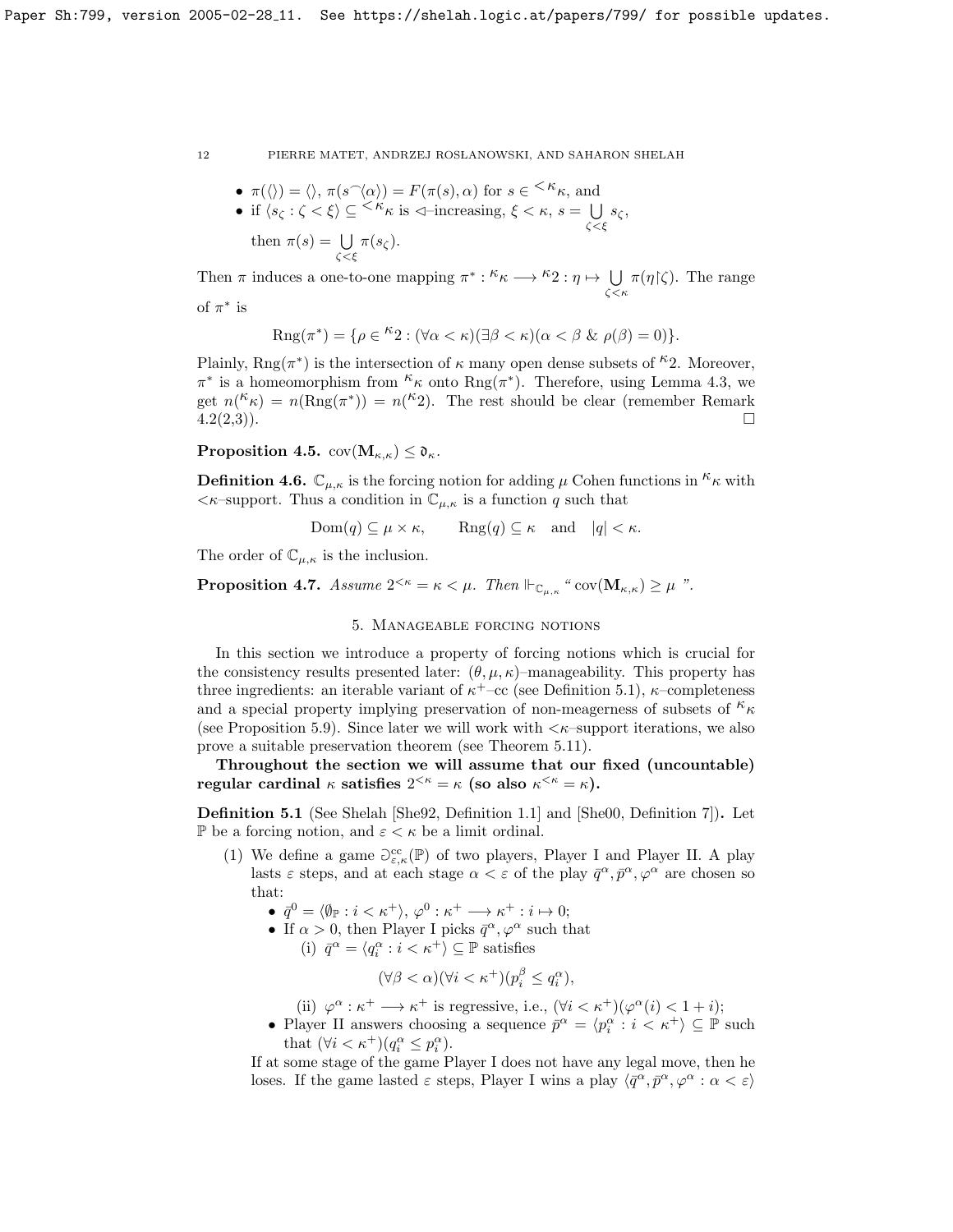- $\pi(\langle\rangle) = \langle\rangle$, $\pi(s^\frown\langle\alpha\rangle) = F(\pi(s), \alpha)$ for $s \in {}^{<\kappa}\kappa$, and
- if $\langle s_\zeta : \zeta < \xi\rangle \subseteq {}^{<\kappa}\kappa$ is $\vartriangleleft$–increasing, $\xi < \kappa$, $s = \bigcup\limits_{\zeta<\xi} s_\zeta$, then $\pi(s) = \bigcup\limits_{\zeta<\xi} \pi(s_\zeta)$.

Then $\pi$ induces a one-to-one mapping $\pi^* : {}^\kappa\kappa \longrightarrow {}^\kappa 2 : \eta \mapsto \bigcup\limits_{\zeta<\kappa} \pi(\eta{\restriction}\zeta)$. The range of $\pi^*$ is

$$\mathrm{Rng}(\pi^*) = \{\rho \in {}^\kappa 2 : (\forall\alpha < \kappa)(\exists\beta < \kappa)(\alpha < \beta \ \&\ \rho(\beta) = 0)\}.$$

Plainly, $\mathrm{Rng}(\pi^*)$ is the intersection of $\kappa$ many open dense subsets of ${}^\kappa 2$. Moreover, $\pi^*$ is a homeomorphism from ${}^\kappa\kappa$ onto $\mathrm{Rng}(\pi^*)$. Therefore, using Lemma 4.3, we get $n({}^\kappa\kappa) = n(\mathrm{Rng}(\pi^*)) = n({}^\kappa 2)$. The rest should be clear (remember Remark 4.2(2,3)). $\square$

**Proposition 4.5.** $\mathrm{cov}(\mathbf{M}_{\kappa,\kappa}) \le \mathfrak{d}_\kappa$.

**Definition 4.6.** $\mathbb{C}_{\mu,\kappa}$ is the forcing notion for adding $\mu$ Cohen functions in ${}^\kappa\kappa$ with $<\kappa$–support. Thus a condition in $\mathbb{C}_{\mu,\kappa}$ is a function $q$ such that

$$\mathrm{Dom}(q) \subseteq \mu\times\kappa, \qquad \mathrm{Rng}(q) \subseteq \kappa \quad \text{and} \quad |q| < \kappa.$$

The order of $\mathbb{C}_{\mu,\kappa}$ is the inclusion.

**Proposition 4.7.** *Assume $2^{<\kappa} = \kappa < \mu$. Then $\Vdash_{\mathbb{C}_{\mu,\kappa}}$ " $\mathrm{cov}(\mathbf{M}_{\kappa,\kappa}) \ge \mu$ ".*

## 5. Manageable forcing notions

In this section we introduce a property of forcing notions which is crucial for the consistency results presented later: $(\theta, \mu, \kappa)$–manageability. This property has three ingredients: an iterable variant of $\kappa^+$–cc (see Definition 5.1), $\kappa$–completeness and a special property implying preservation of non-meagerness of subsets of ${}^\kappa\kappa$ (see Proposition 5.9). Since later we will work with $<\kappa$–support iterations, we also prove a suitable preservation theorem (see Theorem 5.11).

**Throughout the section we will assume that our fixed (uncountable) regular cardinal $\kappa$ satisfies $2^{<\kappa} = \kappa$ (so also $\kappa^{<\kappa} = \kappa$).**

**Definition 5.1** (See Shelah [She92, Definition 1.1] and [She00, Definition 7]). Let $\mathbb{P}$ be a forcing notion, and $\varepsilon < \kappa$ be a limit ordinal.

1. We define a game $\Game^{\mathrm{cc}}_{\varepsilon,\kappa}(\mathbb{P})$ of two players, Player I and Player II. A play lasts $\varepsilon$ steps, and at each stage $\alpha < \varepsilon$ of the play $\bar{q}^\alpha, \bar{p}^\alpha, \varphi^\alpha$ are chosen so that:
   - $\bar{q}^0 = \langle \emptyset_{\mathbb{P}} : i < \kappa^+\rangle$, $\varphi^0 : \kappa^+ \longrightarrow \kappa^+ : i \mapsto 0$;
   - If $\alpha > 0$, then Player I picks $\bar{q}^\alpha, \varphi^\alpha$ such that
     (i) $\bar{q}^\alpha = \langle q^\alpha_i : i < \kappa^+\rangle \subseteq \mathbb{P}$ satisfies
     $$(\forall\beta < \alpha)(\forall i < \kappa^+)(p^\beta_i \le q^\alpha_i),$$
     (ii) $\varphi^\alpha : \kappa^+ \longrightarrow \kappa^+$ is regressive, i.e., $(\forall i < \kappa^+)(\varphi^\alpha(i) < 1 + i)$;
   - Player II answers choosing a sequence $\bar{p}^\alpha = \langle p^\alpha_i : i < \kappa^+\rangle \subseteq \mathbb{P}$ such that $(\forall i < \kappa^+)(q^\alpha_i \le p^\alpha_i)$.

   If at some stage of the game Player I does not have any legal move, then he loses. If the game lasted $\varepsilon$ steps, Player I wins a play $\langle \bar{q}^\alpha, \bar{p}^\alpha, \varphi^\alpha : \alpha < \varepsilon\rangle$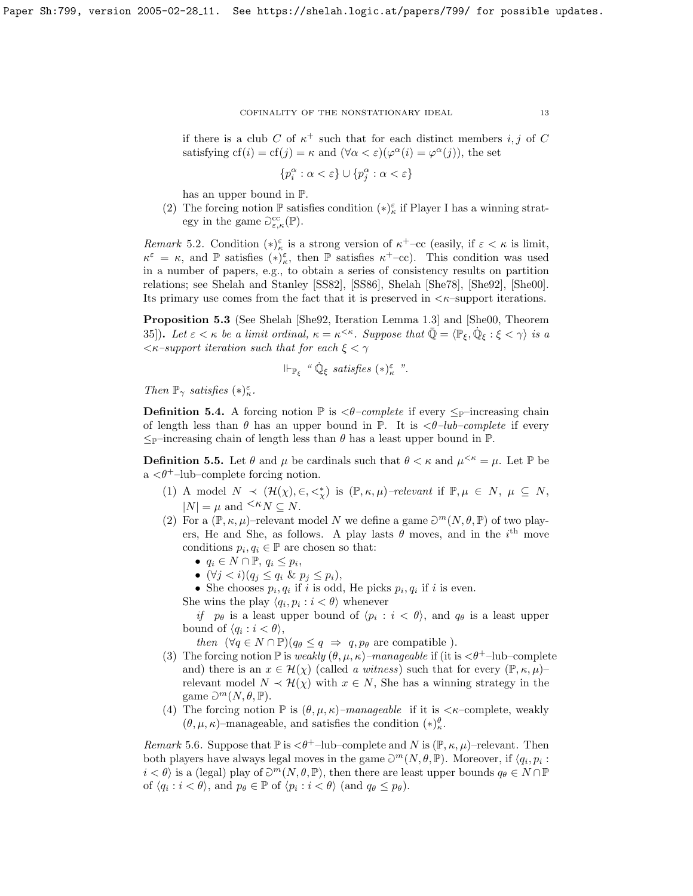if there is a club $C$ of $\kappa^+$ such that for each distinct members $i, j$ of $C$ satisfying $\mathrm{cf}(i) = \mathrm{cf}(j) = \kappa$ and $(\forall \alpha < \varepsilon)(\varphi^\alpha(i) = \varphi^\alpha(j))$, the set

$$\{p_i^\alpha : \alpha < \varepsilon\} \cup \{p_j^\alpha : \alpha < \varepsilon\}$$

has an upper bound in $\mathbb{P}$.

(2) The forcing notion $\mathbb{P}$ satisfies condition $(*)^\varepsilon_\kappa$ if Player I has a winning strategy in the game $\Game^{\mathrm{cc}}_{\varepsilon,\kappa}(\mathbb{P})$.

*Remark* 5.2. Condition $(*)^\varepsilon_\kappa$ is a strong version of $\kappa^+$–cc (easily, if $\varepsilon < \kappa$ is limit, $\kappa^\varepsilon = \kappa$, and $\mathbb{P}$ satisfies $(*)^\varepsilon_\kappa$, then $\mathbb{P}$ satisfies $\kappa^+$–cc). This condition was used in a number of papers, e.g., to obtain a series of consistency results on partition relations; see Shelah and Stanley [SS82], [SS86], Shelah [She78], [She92], [She00]. Its primary use comes from the fact that it is preserved in $<\kappa$–support iterations.

**Proposition 5.3** (See Shelah [She92, Iteration Lemma 1.3] and [She00, Theorem 35]). *Let $\varepsilon < \kappa$ be a limit ordinal, $\kappa = \kappa^{<\kappa}$. Suppose that $\bar{\mathbb{Q}} = \langle \mathbb{P}_\xi, \dot{\mathbb{Q}}_\xi : \xi < \gamma\rangle$ is a $<\kappa$–support iteration such that for each $\xi < \gamma$*

$$\Vdash_{\mathbb{P}_\xi} \text{“ } \dot{\mathbb{Q}}_\xi \textit{ satisfies } (*)^\varepsilon_\kappa \text{ ”}.$$

*Then $\mathbb{P}_\gamma$ satisfies $(*)^\varepsilon_\kappa$.*

**Definition 5.4.** A forcing notion $\mathbb{P}$ is *$<\theta$–complete* if every $\leq_{\mathbb{P}}$–increasing chain of length less than $\theta$ has an upper bound in $\mathbb{P}$. It is *$<\theta$–lub–complete* if every $\leq_{\mathbb{P}}$–increasing chain of length less than $\theta$ has a least upper bound in $\mathbb{P}$.

**Definition 5.5.** Let $\theta$ and $\mu$ be cardinals such that $\theta < \kappa$ and $\mu^{<\kappa} = \mu$. Let $\mathbb{P}$ be a $<\theta^+$–lub–complete forcing notion.

(1) A model $N \prec (\mathcal{H}(\chi), \in, <^*_\chi)$ is *$(\mathbb{P}, \kappa, \mu)$–relevant* if $\mathbb{P}, \mu \in N$, $\mu \subseteq N$, $|N| = \mu$ and ${}^{<\kappa}N \subseteq N$.

(2) For a $(\mathbb{P}, \kappa, \mu)$–relevant model $N$ we define a game $\Game^m(N, \theta, \mathbb{P})$ of two players, He and She, as follows. A play lasts $\theta$ moves, and in the $i^{\mathrm{th}}$ move conditions $p_i, q_i \in \mathbb{P}$ are chosen so that:
   - $q_i \in N \cap \mathbb{P}$, $q_i \leq p_i$,
   - $(\forall j < i)(q_j \leq q_i \ \&\ p_j \leq p_i)$,
   - She chooses $p_i, q_i$ if $i$ is odd, He picks $p_i, q_i$ if $i$ is even.

   She wins the play $\langle q_i, p_i : i < \theta\rangle$ whenever
   
   *if* $p_\theta$ is a least upper bound of $\langle p_i : i < \theta\rangle$, and $q_\theta$ is a least upper bound of $\langle q_i : i < \theta\rangle$,
   
   *then* $(\forall q \in N \cap \mathbb{P})(q_\theta \leq q \ \Rightarrow\ q, p_\theta$ are compatible ).

(3) The forcing notion $\mathbb{P}$ is *weakly $(\theta, \mu, \kappa)$–manageable* if (it is $<\theta^+$–lub–complete and) there is an $x \in \mathcal{H}(\chi)$ (called *a witness*) such that for every $(\mathbb{P}, \kappa, \mu)$–relevant model $N \prec \mathcal{H}(\chi)$ with $x \in N$, She has a winning strategy in the game $\Game^m(N, \theta, \mathbb{P})$.

(4) The forcing notion $\mathbb{P}$ is *$(\theta, \mu, \kappa)$–manageable* if it is $<\kappa$–complete, weakly $(\theta, \mu, \kappa)$–manageable, and satisfies the condition $(*)^\theta_\kappa$.

*Remark* 5.6. Suppose that $\mathbb{P}$ is $<\theta^+$–lub–complete and $N$ is $(\mathbb{P}, \kappa, \mu)$–relevant. Then both players have always legal moves in the game $\Game^m(N, \theta, \mathbb{P})$. Moreover, if $\langle q_i, p_i : i < \theta\rangle$ is a (legal) play of $\Game^m(N, \theta, \mathbb{P})$, then there are least upper bounds $q_\theta \in N \cap \mathbb{P}$ of $\langle q_i : i < \theta\rangle$, and $p_\theta \in \mathbb{P}$ of $\langle p_i : i < \theta\rangle$ (and $q_\theta \leq p_\theta$).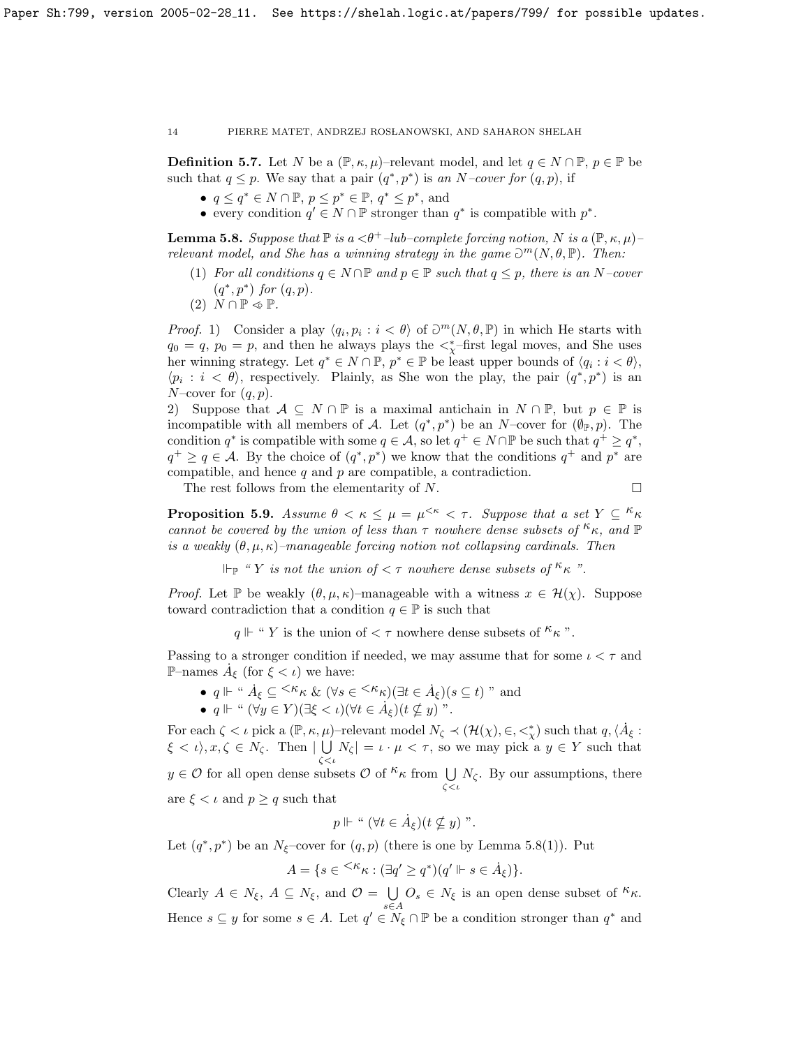**Definition 5.7.** Let $N$ be a $(\mathbb{P},\kappa,\mu)$–relevant model, and let $q\in N\cap\mathbb{P}$, $p\in\mathbb{P}$ be such that $q\le p$. We say that a pair $(q^*,p^*)$ is *an $N$–cover for $(q,p)$*, if

- $q\le q^*\in N\cap\mathbb{P}$, $p\le p^*\in\mathbb{P}$, $q^*\le p^*$, and
- every condition $q'\in N\cap\mathbb{P}$ stronger than $q^*$ is compatible with $p^*$.

**Lemma 5.8.** *Suppose that $\mathbb{P}$ is a $<\theta^+$–lub–complete forcing notion, $N$ is a $(\mathbb{P},\kappa,\mu)$–relevant model, and She has a winning strategy in the game $\Game^m(N,\theta,\mathbb{P})$. Then:*

1. *For all conditions $q\in N\cap\mathbb{P}$ and $p\in\mathbb{P}$ such that $q\le p$, there is an $N$–cover $(q^*,p^*)$ for $(q,p)$.*
2. *$N\cap\mathbb{P}\lessdot\mathbb{P}$.*

*Proof.* 1) Consider a play $\langle q_i,p_i : i<\theta\rangle$ of $\Game^m(N,\theta,\mathbb{P})$ in which He starts with $q_0=q$, $p_0=p$, and then he always plays the $<^*_\chi$–first legal moves, and She uses her winning strategy. Let $q^*\in N\cap\mathbb{P}$, $p^*\in\mathbb{P}$ be least upper bounds of $\langle q_i : i<\theta\rangle$, $\langle p_i : i<\theta\rangle$, respectively. Plainly, as She won the play, the pair $(q^*,p^*)$ is an $N$–cover for $(q,p)$.

2) Suppose that $\mathcal{A}\subseteq N\cap\mathbb{P}$ is a maximal antichain in $N\cap\mathbb{P}$, but $p\in\mathbb{P}$ is incompatible with all members of $\mathcal{A}$. Let $(q^*,p^*)$ be an $N$–cover for $(\emptyset_{\mathbb{P}},p)$. The condition $q^*$ is compatible with some $q\in\mathcal{A}$, so let $q^+\in N\cap\mathbb{P}$ be such that $q^+\ge q^*$, $q^+\ge q\in\mathcal{A}$. By the choice of $(q^*,p^*)$ we know that the conditions $q^+$ and $p^*$ are compatible, and hence $q$ and $p$ are compatible, a contradiction.

The rest follows from the elementarity of $N$. $\square$

**Proposition 5.9.** *Assume $\theta<\kappa\le\mu=\mu^{<\kappa}<\tau$. Suppose that a set $Y\subseteq{}^\kappa\kappa$ cannot be covered by the union of less than $\tau$ nowhere dense subsets of ${}^\kappa\kappa$, and $\mathbb{P}$ is a weakly $(\theta,\mu,\kappa)$–manageable forcing notion not collapsing cardinals. Then*

$$\Vdash_{\mathbb{P}} \text{“ } Y \text{ is not the union of } <\tau \text{ nowhere dense subsets of } {}^\kappa\kappa \text{ ”}.$$

*Proof.* Let $\mathbb{P}$ be weakly $(\theta,\mu,\kappa)$–manageable with a witness $x\in\mathcal{H}(\chi)$. Suppose toward contradiction that a condition $q\in\mathbb{P}$ is such that

$$q\Vdash\text{“ } Y \text{ is the union of } <\tau \text{ nowhere dense subsets of } {}^\kappa\kappa \text{ ”}.$$

Passing to a stronger condition if needed, we may assume that for some $\iota<\tau$ and $\mathbb{P}$–names $\dot{A}_\xi$ (for $\xi<\iota$) we have:

- $q\Vdash$ “ $\dot{A}_\xi\subseteq{}^{<\kappa}\kappa$ & $(\forall s\in{}^{<\kappa}\kappa)(\exists t\in\dot{A}_\xi)(s\subseteq t)$ ” and
- $q\Vdash$ “ $(\forall y\in Y)(\exists\xi<\iota)(\forall t\in\dot{A}_\xi)(t\not\subseteq y)$ ”.

For each $\zeta<\iota$ pick a $(\mathbb{P},\kappa,\mu)$–relevant model $N_\zeta\prec(\mathcal{H}(\chi),\in,<^*_\chi)$ such that $q,\langle\dot{A}_\xi : \xi<\iota\rangle,x,\zeta\in N_\zeta$. Then $|\bigcup\limits_{\zeta<\iota}N_\zeta|=\iota\cdot\mu<\tau$, so we may pick a $y\in Y$ such that $y\in\mathcal{O}$ for all open dense subsets $\mathcal{O}$ of ${}^\kappa\kappa$ from $\bigcup\limits_{\zeta<\iota}N_\zeta$. By our assumptions, there are $\xi<\iota$ and $p\ge q$ such that

$$p\Vdash\text{“ }(\forall t\in\dot{A}_\xi)(t\not\subseteq y)\text{ ”}.$$

Let $(q^*,p^*)$ be an $N_\xi$–cover for $(q,p)$ (there is one by Lemma 5.8(1)). Put

$$A=\{s\in{}^{<\kappa}\kappa : (\exists q'\ge q^*)(q'\Vdash s\in\dot{A}_\xi)\}.$$

Clearly $A\in N_\xi$, $A\subseteq N_\xi$, and $\mathcal{O}=\bigcup\limits_{s\in A}O_s\in N_\xi$ is an open dense subset of ${}^\kappa\kappa$. Hence $s\subseteq y$ for some $s\in A$. Let $q'\in N_\xi\cap\mathbb{P}$ be a condition stronger than $q^*$ and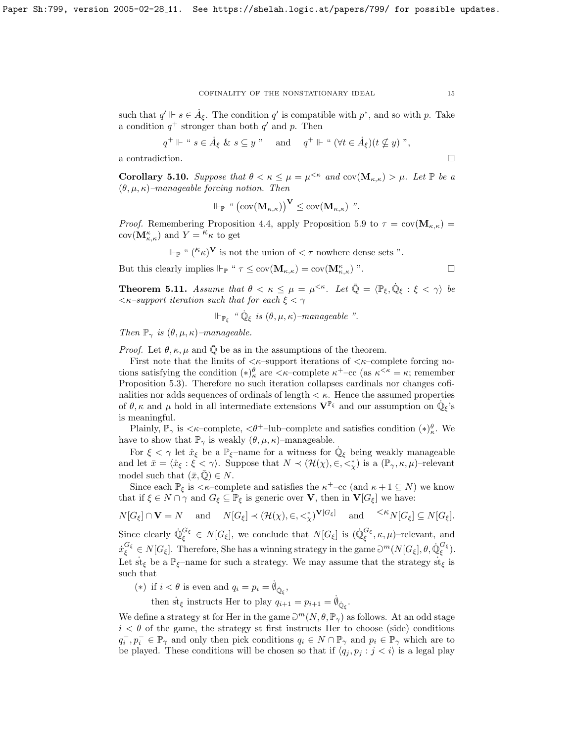such that $q' \Vdash s \in \dot{A}_\xi$. The condition $q'$ is compatible with $p^*$, and so with $p$. Take a condition $q^+$ stronger than both $q'$ and $p$. Then

$$q^+ \Vdash \text{" } s \in \dot{A}_\xi \ \&\ s \subseteq y \text{ "} \quad \text{and} \quad q^+ \Vdash \text{" } (\forall t \in \dot{A}_\xi)(t \nsubseteq y) \text{ "},$$

a contradiction. $\square$

**Corollary 5.10.** *Suppose that $\theta < \kappa \leq \mu = \mu^{<\kappa}$ and $\mathrm{cov}(\mathbf{M}_{\kappa,\kappa}) > \mu$. Let $\mathbb{P}$ be a $(\theta,\mu,\kappa)$–manageable forcing notion. Then*

$$\Vdash_{\mathbb{P}} \text{" } \left(\mathrm{cov}(\mathbf{M}_{\kappa,\kappa})\right)^{\mathbf{V}} \leq \mathrm{cov}(\mathbf{M}_{\kappa,\kappa}) \text{ "}.$$

*Proof.* Remembering Proposition 4.4, apply Proposition 5.9 to $\tau = \mathrm{cov}(\mathbf{M}_{\kappa,\kappa}) = \mathrm{cov}(\mathbf{M}^{\kappa}_{\kappa,\kappa})$ and $Y = {}^{\kappa}\kappa$ to get

$$\Vdash_{\mathbb{P}} \text{" } ({}^{\kappa}\kappa)^{\mathbf{V}} \text{ is not the union of } < \tau \text{ nowhere dense sets "}.$$

But this clearly implies $\Vdash_{\mathbb{P}}$ " $\tau \leq \mathrm{cov}(\mathbf{M}_{\kappa,\kappa}) = \mathrm{cov}(\mathbf{M}^{\kappa}_{\kappa,\kappa})$ ". $\square$

**Theorem 5.11.** *Assume that $\theta < \kappa \leq \mu = \mu^{<\kappa}$. Let $\bar{\mathbb{Q}} = \langle \mathbb{P}_\xi, \dot{\mathbb{Q}}_\xi : \xi < \gamma \rangle$ be $<\kappa$–support iteration such that for each $\xi < \gamma$*

$$\Vdash_{\mathbb{P}_\xi} \text{" } \dot{\mathbb{Q}}_\xi \text{ is } (\theta,\mu,\kappa)\text{–manageable "}.$$

*Then $\mathbb{P}_\gamma$ is $(\theta,\mu,\kappa)$–manageable.*

*Proof.* Let $\theta, \kappa, \mu$ and $\bar{\mathbb{Q}}$ be as in the assumptions of the theorem.

First note that the limits of $<\kappa$–support iterations of $<\kappa$–complete forcing notions satisfying the condition $(*)^{\theta}_{\kappa}$ are $<\kappa$–complete $\kappa^+$–cc (as $\kappa^{<\kappa} = \kappa$; remember Proposition 5.3). Therefore no such iteration collapses cardinals nor changes cofinalities nor adds sequences of ordinals of length $< \kappa$. Hence the assumed properties of $\theta, \kappa$ and $\mu$ hold in all intermediate extensions $\mathbf{V}^{\mathbb{P}_\xi}$ and our assumption on $\dot{\mathbb{Q}}_\xi$'s is meaningful.

Plainly, $\mathbb{P}_\gamma$ is $<\kappa$–complete, $<\theta^+$–lub–complete and satisfies condition $(*)^{\theta}_{\kappa}$. We have to show that $\mathbb{P}_\gamma$ is weakly $(\theta,\mu,\kappa)$–manageable.

For $\xi < \gamma$ let $\dot{x}_\xi$ be a $\mathbb{P}_\xi$–name for a witness for $\dot{\mathbb{Q}}_\xi$ being weakly manageable and let $\bar{x} = \langle \dot{x}_\xi : \xi < \gamma \rangle$. Suppose that $N \prec (\mathcal{H}(\chi), \in, <^*_\chi)$ is a $(\mathbb{P}_\gamma, \kappa, \mu)$–relevant model such that $(\bar{x}, \bar{\mathbb{Q}}) \in N$.

Since each $\mathbb{P}_\xi$ is $<\kappa$–complete and satisfies the $\kappa^+$–cc (and $\kappa + 1 \subseteq N$) we know that if $\xi \in N \cap \gamma$ and $G_\xi \subseteq \mathbb{P}_\xi$ is generic over $\mathbf{V}$, then in $\mathbf{V}[G_\xi]$ we have:

$$N[G_\xi] \cap \mathbf{V} = N \quad \text{and} \quad N[G_\xi] \prec (\mathcal{H}(\chi), \in, <^*_\chi)^{\mathbf{V}[G_\xi]} \quad \text{and} \quad {}^{<\kappa}N[G_\xi] \subseteq N[G_\xi].$$

Since clearly $\dot{\mathbb{Q}}^{G_\xi}_\xi \in N[G_\xi]$, we conclude that $N[G_\xi]$ is $(\dot{\mathbb{Q}}^{G_\xi}_\xi, \kappa, \mu)$–relevant, and $\dot{x}^{G_\xi}_\xi \in N[G_\xi]$. Therefore, She has a winning strategy in the game $\Game^m(N[G_\xi], \theta, \dot{\mathbb{Q}}^{G_\xi}_\xi)$. Let $\dot{\mathrm{st}}_\xi$ be a $\mathbb{P}_\xi$–name for such a strategy. We may assume that the strategy $\dot{\mathrm{st}}_\xi$ is such that

$(*)$ if $i < \theta$ is even and $q_i = p_i = \dot{\emptyset}_{\dot{\mathbb{Q}}_\xi}$,

then $\dot{\mathrm{st}}_\xi$ instructs Her to play $q_{i+1} = p_{i+1} = \dot{\emptyset}_{\dot{\mathbb{Q}}_\xi}$.

We define a strategy st for Her in the game $\Game^m(N, \theta, \mathbb{P}_\gamma)$ as follows. At an odd stage $i < \theta$ of the game, the strategy st first instructs Her to choose (side) conditions $q^-_i, p^-_i \in \mathbb{P}_\gamma$ and only then pick conditions $q_i \in N \cap \mathbb{P}_\gamma$ and $p_i \in \mathbb{P}_\gamma$ which are to be played. These conditions will be chosen so that if $\langle q_j, p_j : j < i \rangle$ is a legal play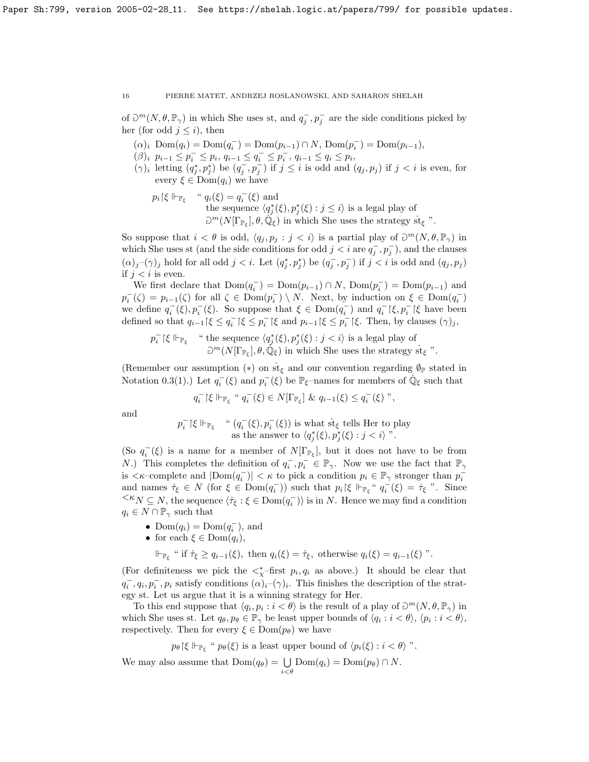of $\Game^m(N,\theta,\mathbb{P}_\gamma)$ in which She uses st, and $q^-_j, p^-_j$ are the side conditions picked by her (for odd $j\le i$), then

- $(\alpha)_i$ $\mathrm{Dom}(q_i)=\mathrm{Dom}(q^-_i)=\mathrm{Dom}(p_{i-1})\cap N$, $\mathrm{Dom}(p^-_i)=\mathrm{Dom}(p_{i-1})$,
- $(\beta)_i$ $p_{i-1}\le p^-_i\le p_i$, $q_{i-1}\le q^-_i\le p^-_i$, $q_{i-1}\le q_i\le p_i$,
- $(\gamma)_i$ letting $(q^*_j,p^*_j)$ be $(q^-_j,p^-_j)$ if $j\le i$ is odd and $(q_j,p_j)$ if $j<i$ is even, for every $\xi\in\mathrm{Dom}(q_i)$ we have

$$p_i{\restriction}\xi\Vdash_{\mathbb{P}_\xi}\text{" } q_i(\xi)=q^-_i(\xi) \text{ and the sequence } \langle q^*_j(\xi),p^*_j(\xi):j\le i\rangle \text{ is a legal play of } \Game^m(N[\Gamma_{\mathbb{P}_\xi}],\theta,\dot{\mathbb{Q}}_\xi) \text{ in which She uses the strategy } \dot{\mathrm{st}}_\xi\text{ ".}$$

So suppose that $i<\theta$ is odd, $\langle q_j,p_j:j<i\rangle$ is a partial play of $\Game^m(N,\theta,\mathbb{P}_\gamma)$ in which She uses st (and the side conditions for odd $j<i$ are $q^-_j,p^-_j$), and the clauses $(\alpha)_j$–$(\gamma)_j$ hold for all odd $j<i$. Let $(q^*_j,p^*_j)$ be $(q^-_j,p^-_j)$ if $j<i$ is odd and $(q_j,p_j)$ if $j<i$ is even.

We first declare that $\mathrm{Dom}(q^-_i)=\mathrm{Dom}(p_{i-1})\cap N$, $\mathrm{Dom}(p^-_i)=\mathrm{Dom}(p_{i-1})$ and $p^-_i(\zeta)=p_{i-1}(\zeta)$ for all $\zeta\in\mathrm{Dom}(p^-_i)\setminus N$. Next, by induction on $\xi\in\mathrm{Dom}(q^-_i)$ we define $q^-_i(\xi),p^-_i(\xi)$. So suppose that $\xi\in\mathrm{Dom}(q^-_i)$ and $q^-_i{\restriction}\xi,p^-_i{\restriction}\xi$ have been defined so that $q_{i-1}{\restriction}\xi\le q^-_i{\restriction}\xi\le p^-_i{\restriction}\xi$ and $p_{i-1}{\restriction}\xi\le p^-_i{\restriction}\xi$. Then, by clauses $(\gamma)_j$,

$$p^-_i{\restriction}\xi\Vdash_{\mathbb{P}_\xi}\text{" the sequence } \langle q^*_j(\xi),p^*_j(\xi):j<i\rangle \text{ is a legal play of } \Game^m(N[\Gamma_{\mathbb{P}_\xi}],\theta,\dot{\mathbb{Q}}_\xi) \text{ in which She uses the strategy } \dot{\mathrm{st}}_\xi\text{ ".}$$

(Remember our assumption $(*)$ on $\dot{\mathrm{st}}_\xi$ and our convention regarding $\emptyset_{\mathbb{P}}$ stated in Notation 0.3(1).) Let $q^-_i(\xi)$ and $p^-_i(\xi)$ be $\mathbb{P}_\xi$–names for members of $\dot{\mathbb{Q}}_\xi$ such that

$$q^-_i{\restriction}\xi\Vdash_{\mathbb{P}_\xi}\text{" } q^-_i(\xi)\in N[\Gamma_{\mathbb{P}_\xi}] \ \&\ q_{i-1}(\xi)\le q^-_i(\xi)\text{ ",}$$

and

$$p^-_i{\restriction}\xi\Vdash_{\mathbb{P}_\xi}\text{" } (q^-_i(\xi),p^-_i(\xi)) \text{ is what } \dot{\mathrm{st}}_\xi \text{ tells Her to play as the answer to } \langle q^*_j(\xi),p^*_j(\xi):j<i\rangle\text{ ".}$$

(So $q^-_i(\xi)$ is a name for a member of $N[\Gamma_{\mathbb{P}_\xi}]$, but it does not have to be from $N$.) This completes the definition of $q^-_i,p^-_i\in\mathbb{P}_\gamma$. Now we use the fact that $\mathbb{P}_\gamma$ is ${<}\kappa$–complete and $|\mathrm{Dom}(q^-_i)|<\kappa$ to pick a condition $p_i\in\mathbb{P}_\gamma$ stronger than $p^-_i$ and names $\dot\tau_\xi\in N$ (for $\xi\in\mathrm{Dom}(q^-_i)$) such that $p_i{\restriction}\xi\Vdash_{\mathbb{P}_\xi}$" $q^-_i(\xi)=\dot\tau_\xi$ ". Since ${}^{<\kappa}N\subseteq N$, the sequence $\langle\dot\tau_\xi:\xi\in\mathrm{Dom}(q^-_i)\rangle$ is in $N$. Hence we may find a condition $q_i\in N\cap\mathbb{P}_\gamma$ such that

- $\mathrm{Dom}(q_i)=\mathrm{Dom}(q^-_i)$, and
- for each $\xi\in\mathrm{Dom}(q_i)$,

$$\Vdash_{\mathbb{P}_\xi}\text{" if } \dot\tau_\xi\ge q_{i-1}(\xi), \text{ then } q_i(\xi)=\dot\tau_\xi, \text{ otherwise } q_i(\xi)=q_{i-1}(\xi)\text{ ".}$$

(For definiteness we pick the $<^*_\chi$–first $p_i,q_i$ as above.) It should be clear that $q^-_i,q_i,p^-_i,p_i$ satisfy conditions $(\alpha)_i$–$(\gamma)_i$. This finishes the description of the strategy st. Let us argue that it is a winning strategy for Her.

To this end suppose that $\langle q_i,p_i:i<\theta\rangle$ is the result of a play of $\Game^m(N,\theta,\mathbb{P}_\gamma)$ in which She uses st. Let $q_\theta,p_\theta\in\mathbb{P}_\gamma$ be least upper bounds of $\langle q_i:i<\theta\rangle$, $\langle p_i:i<\theta\rangle$, respectively. Then for every $\xi\in\mathrm{Dom}(p_\theta)$ we have

$$p_\theta{\restriction}\xi\Vdash_{\mathbb{P}_\xi}\text{" } p_\theta(\xi) \text{ is a least upper bound of } \langle p_i(\xi):i<\theta\rangle\text{ ".}$$

We may also assume that $\mathrm{Dom}(q_\theta)=\bigcup\limits_{i<\theta}\mathrm{Dom}(q_i)=\mathrm{Dom}(p_\theta)\cap N$.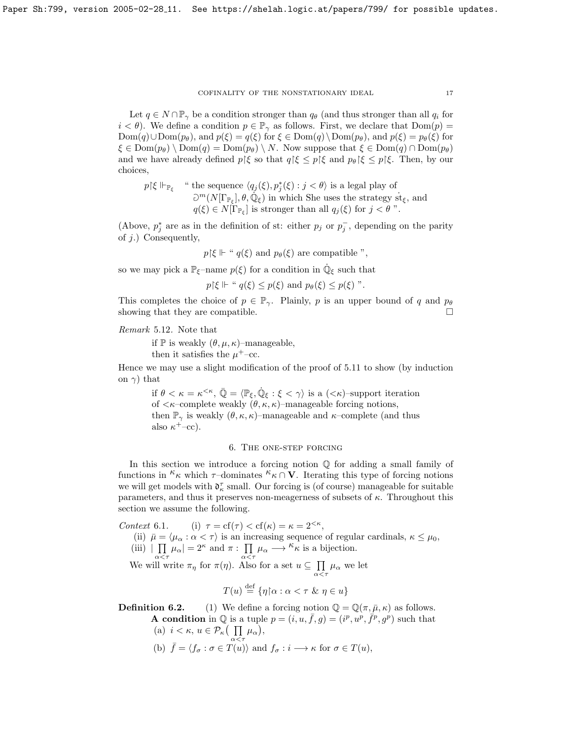Let $q \in N \cap \mathbb{P}_\gamma$ be a condition stronger than $q_\theta$ (and thus stronger than all $q_i$ for $i < \theta$). We define a condition $p \in \mathbb{P}_\gamma$ as follows. First, we declare that $\mathrm{Dom}(p) = \mathrm{Dom}(q) \cup \mathrm{Dom}(p_\theta)$, and $p(\xi) = q(\xi)$ for $\xi \in \mathrm{Dom}(q) \setminus \mathrm{Dom}(p_\theta)$, and $p(\xi) = p_\theta(\xi)$ for $\xi \in \mathrm{Dom}(p_\theta) \setminus \mathrm{Dom}(q) = \mathrm{Dom}(p_\theta) \setminus N$. Now suppose that $\xi \in \mathrm{Dom}(q) \cap \mathrm{Dom}(p_\theta)$ and we have already defined $p{\restriction}\xi$ so that $q{\restriction}\xi \leq p{\restriction}\xi$ and $p_\theta{\restriction}\xi \leq p{\restriction}\xi$. Then, by our choices,

$p{\restriction}\xi \Vdash_{\mathbb{P}_\xi}$ " the sequence $\langle q_j(\xi), p^*_j(\xi) : j < \theta\rangle$ is a legal play of $\partial^m(N[\Gamma_{\mathbb{P}_\xi}], \theta, \dot{\mathbb{Q}}_\xi)$ in which She uses the strategy $\dot{\mathrm{st}}_\xi$, and $q(\xi) \in N[\Gamma_{\mathbb{P}_\xi}]$ is stronger than all $q_j(\xi)$ for $j < \theta$ ".

(Above, $p^*_j$ are as in the definition of st: either $p_j$ or $p^-_j$, depending on the parity of $j$.) Consequently,

$$p{\restriction}\xi \Vdash \text{" } q(\xi) \text{ and } p_\theta(\xi) \text{ are compatible "},$$

so we may pick a $\mathbb{P}_\xi$–name $p(\xi)$ for a condition in $\dot{\mathbb{Q}}_\xi$ such that

$$p{\restriction}\xi \Vdash \text{" } q(\xi) \leq p(\xi) \text{ and } p_\theta(\xi) \leq p(\xi) \text{ ".}$$

This completes the choice of $p \in \mathbb{P}_\gamma$. Plainly, $p$ is an upper bound of $q$ and $p_\theta$ showing that they are compatible. $\square$

*Remark* 5.12. Note that

> if $\mathbb{P}$ is weakly $(\theta, \mu, \kappa)$–manageable,
> then it satisfies the $\mu^+$–cc.

Hence we may use a slight modification of the proof of 5.11 to show (by induction on $\gamma$) that

> if $\theta < \kappa = \kappa^{<\kappa}$, $\bar{\mathbb{Q}} = \langle \mathbb{P}_\xi, \dot{\mathbb{Q}}_\xi : \xi < \gamma\rangle$ is a $({<}\kappa)$–support iteration of ${<}\kappa$–complete weakly $(\theta, \kappa, \kappa)$–manageable forcing notions,
> then $\mathbb{P}_\gamma$ is weakly $(\theta, \kappa, \kappa)$–manageable and $\kappa$–complete (and thus also $\kappa^+$–cc).

## 6. The one-step forcing

In this section we introduce a forcing notion $\mathbb{Q}$ for adding a small family of functions in ${}^\kappa\kappa$ which $\tau$–dominates ${}^\kappa\kappa \cap \mathbf{V}$. Iterating this type of forcing notions we will get models with $\mathfrak{d}^\tau_\kappa$ small. Our forcing is (of course) manageable for suitable parameters, and thus it preserves non-meagerness of subsets of $\kappa$. Throughout this section we assume the following.

*Context* 6.1. (i) $\tau = \mathrm{cf}(\tau) < \mathrm{cf}(\kappa) = \kappa = 2^{<\kappa}$,
(ii) $\bar{\mu} = \langle \mu_\alpha : \alpha < \tau\rangle$ is an increasing sequence of regular cardinals, $\kappa \leq \mu_0$,
(iii) $|\prod\limits_{\alpha<\tau} \mu_\alpha| = 2^\kappa$ and $\pi : \prod\limits_{\alpha<\tau} \mu_\alpha \longrightarrow {}^\kappa\kappa$ is a bijection.

We will write $\pi_\eta$ for $\pi(\eta)$. Also for a set $u \subseteq \prod\limits_{\alpha<\tau} \mu_\alpha$ we let

$$T(u) \stackrel{\mathrm{def}}{=} \{\eta{\restriction}\alpha : \alpha < \tau \ \&\ \eta \in u\}$$

**Definition 6.2.** (1) We define a forcing notion $\mathbb{Q} = \mathbb{Q}(\pi, \bar{\mu}, \kappa)$ as follows.
**A condition** in $\mathbb{Q}$ is a tuple $p = (i, u, \bar{f}, g) = (i^p, u^p, \bar{f}^p, g^p)$ such that
(a) $i < \kappa$, $u \in \mathcal{P}_\kappa\big(\prod\limits_{\alpha<\tau} \mu_\alpha\big)$,
(b) $\bar{f} = \langle f_\sigma : \sigma \in T(u)\rangle$ and $f_\sigma : i \longrightarrow \kappa$ for $\sigma \in T(u)$,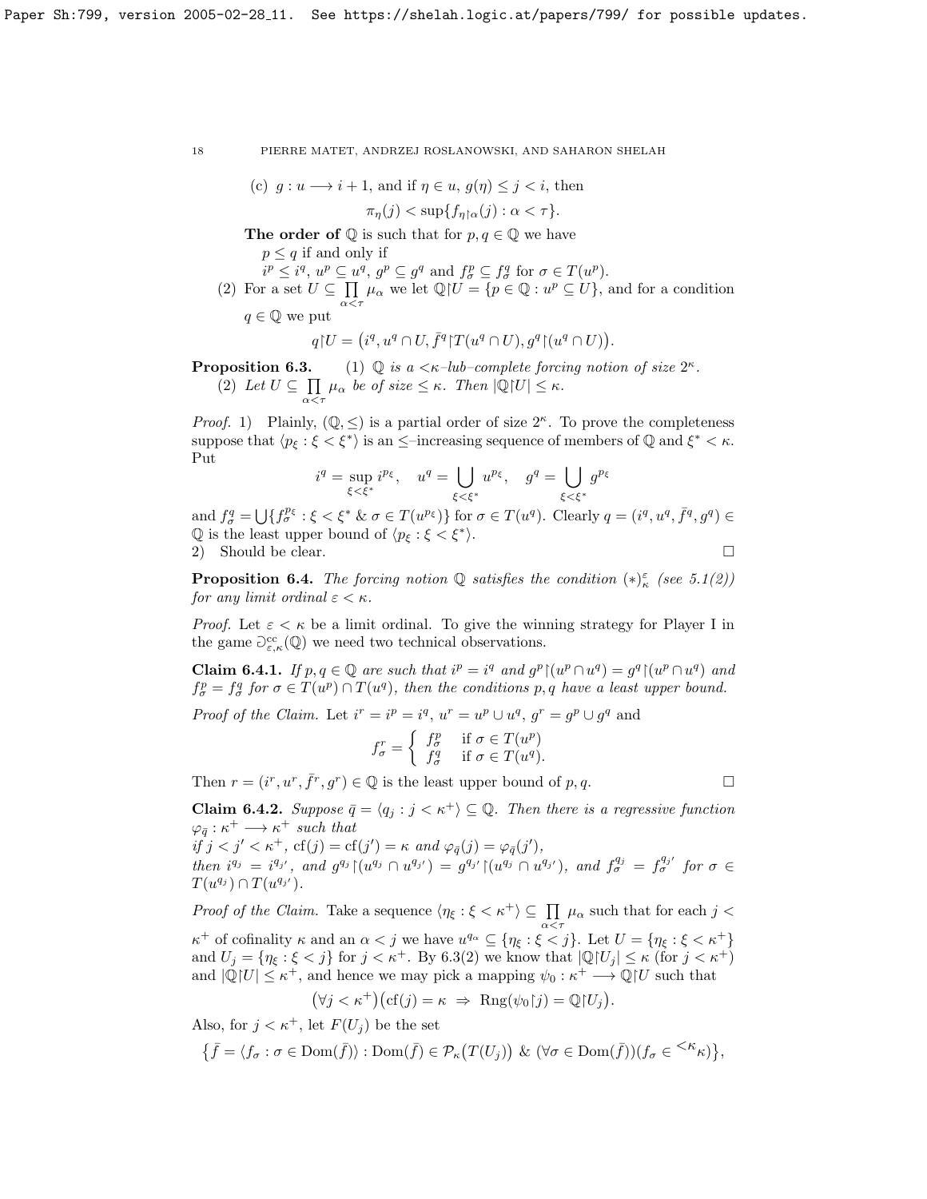(c) $g : u \longrightarrow i+1$, and if $\eta \in u$, $g(\eta) \leq j < i$, then

$$\pi_\eta(j) < \sup\{f_{\eta\restriction\alpha}(j) : \alpha < \tau\}.$$

**The order of** $\mathbb{Q}$ is such that for $p, q \in \mathbb{Q}$ we have
$p \leq q$ if and only if
$i^p \leq i^q$, $u^p \subseteq u^q$, $g^p \subseteq g^q$ and $f^p_\sigma \subseteq f^q_\sigma$ for $\sigma \in T(u^p)$.

(2) For a set $U \subseteq \prod\limits_{\alpha<\tau} \mu_\alpha$ we let $\mathbb{Q}\restriction U = \{p \in \mathbb{Q} : u^p \subseteq U\}$, and for a condition $q \in \mathbb{Q}$ we put

$$q\restriction U = \big(i^q, u^q \cap U, \bar{f}^q \restriction T(u^q \cap U), g^q \restriction (u^q \cap U)\big).$$

**Proposition 6.3.** (1) *$\mathbb{Q}$ is a $<\kappa$–lub–complete forcing notion of size $2^\kappa$.*
(2) *Let $U \subseteq \prod\limits_{\alpha<\tau} \mu_\alpha$ be of size $\leq \kappa$. Then $|\mathbb{Q}\restriction U| \leq \kappa$.*

*Proof.* 1) Plainly, $(\mathbb{Q}, \leq)$ is a partial order of size $2^\kappa$. To prove the completeness suppose that $\langle p_\xi : \xi < \xi^* \rangle$ is an $\leq$–increasing sequence of members of $\mathbb{Q}$ and $\xi^* < \kappa$. Put

$$i^q = \sup_{\xi<\xi^*} i^{p_\xi}, \quad u^q = \bigcup_{\xi<\xi^*} u^{p_\xi}, \quad g^q = \bigcup_{\xi<\xi^*} g^{p_\xi}$$

and $f^q_\sigma = \bigcup\{f^{p_\xi}_\sigma : \xi < \xi^* \ \&\ \sigma \in T(u^{p_\xi})\}$ for $\sigma \in T(u^q)$. Clearly $q = (i^q, u^q, \bar{f}^q, g^q) \in \mathbb{Q}$ is the least upper bound of $\langle p_\xi : \xi < \xi^* \rangle$.
2) Should be clear. $\square$

**Proposition 6.4.** *The forcing notion $\mathbb{Q}$ satisfies the condition $(*)^\varepsilon_\kappa$ (see 5.1(2)) for any limit ordinal $\varepsilon < \kappa$.*

*Proof.* Let $\varepsilon < \kappa$ be a limit ordinal. To give the winning strategy for Player I in the game $\Game^{\rm cc}_{\varepsilon,\kappa}(\mathbb{Q})$ we need two technical observations.

**Claim 6.4.1.** *If $p, q \in \mathbb{Q}$ are such that $i^p = i^q$ and $g^p \restriction (u^p \cap u^q) = g^q \restriction (u^p \cap u^q)$ and $f^p_\sigma = f^q_\sigma$ for $\sigma \in T(u^p) \cap T(u^q)$, then the conditions $p, q$ have a least upper bound.*

*Proof of the Claim.* Let $i^r = i^p = i^q$, $u^r = u^p \cup u^q$, $g^r = g^p \cup g^q$ and

$$f^r_\sigma = \begin{cases} f^p_\sigma & \text{if } \sigma \in T(u^p) \\ f^q_\sigma & \text{if } \sigma \in T(u^q). \end{cases}$$

Then $r = (i^r, u^r, \bar{f}^r, g^r) \in \mathbb{Q}$ is the least upper bound of $p, q$. $\square$

**Claim 6.4.2.** *Suppose $\bar{q} = \langle q_j : j < \kappa^+ \rangle \subseteq \mathbb{Q}$. Then there is a regressive function $\varphi_{\bar{q}} : \kappa^+ \longrightarrow \kappa^+$ such that*
*if $j < j' < \kappa^+$, $\mathrm{cf}(j) = \mathrm{cf}(j') = \kappa$ and $\varphi_{\bar{q}}(j) = \varphi_{\bar{q}}(j')$,*
*then $i^{q_j} = i^{q_{j'}}$, and $g^{q_j} \restriction (u^{q_j} \cap u^{q_{j'}}) = g^{q_{j'}} \restriction (u^{q_j} \cap u^{q_{j'}})$, and $f^{q_j}_\sigma = f^{q_{j'}}_\sigma$ for $\sigma \in T(u^{q_j}) \cap T(u^{q_{j'}})$.*

*Proof of the Claim.* Take a sequence $\langle \eta_\xi : \xi < \kappa^+ \rangle \subseteq \prod\limits_{\alpha<\tau} \mu_\alpha$ such that for each $j < \kappa^+$ of cofinality $\kappa$ and an $\alpha < j$ we have $u^{q_\alpha} \subseteq \{\eta_\xi : \xi < j\}$. Let $U = \{\eta_\xi : \xi < \kappa^+\}$ and $U_j = \{\eta_\xi : \xi < j\}$ for $j < \kappa^+$. By 6.3(2) we know that $|\mathbb{Q}\restriction U_j| \leq \kappa$ (for $j < \kappa^+$) and $|\mathbb{Q}\restriction U| \leq \kappa^+$, and hence we may pick a mapping $\psi_0 : \kappa^+ \longrightarrow \mathbb{Q}\restriction U$ such that

$$\big(\forall j < \kappa^+\big)\big(\mathrm{cf}(j) = \kappa \ \Rightarrow\ \mathrm{Rng}(\psi_0 \restriction j) = \mathbb{Q}\restriction U_j\big).$$

Also, for $j < \kappa^+$, let $F(U_j)$ be the set

$$\big\{\bar{f} = \langle f_\sigma : \sigma \in \mathrm{Dom}(\bar{f}) \rangle : \mathrm{Dom}(\bar{f}) \in \mathcal{P}_\kappa\big(T(U_j)\big) \ \&\ (\forall \sigma \in \mathrm{Dom}(\bar{f}))(f_\sigma \in {}^{<\kappa}\kappa)\big\},$$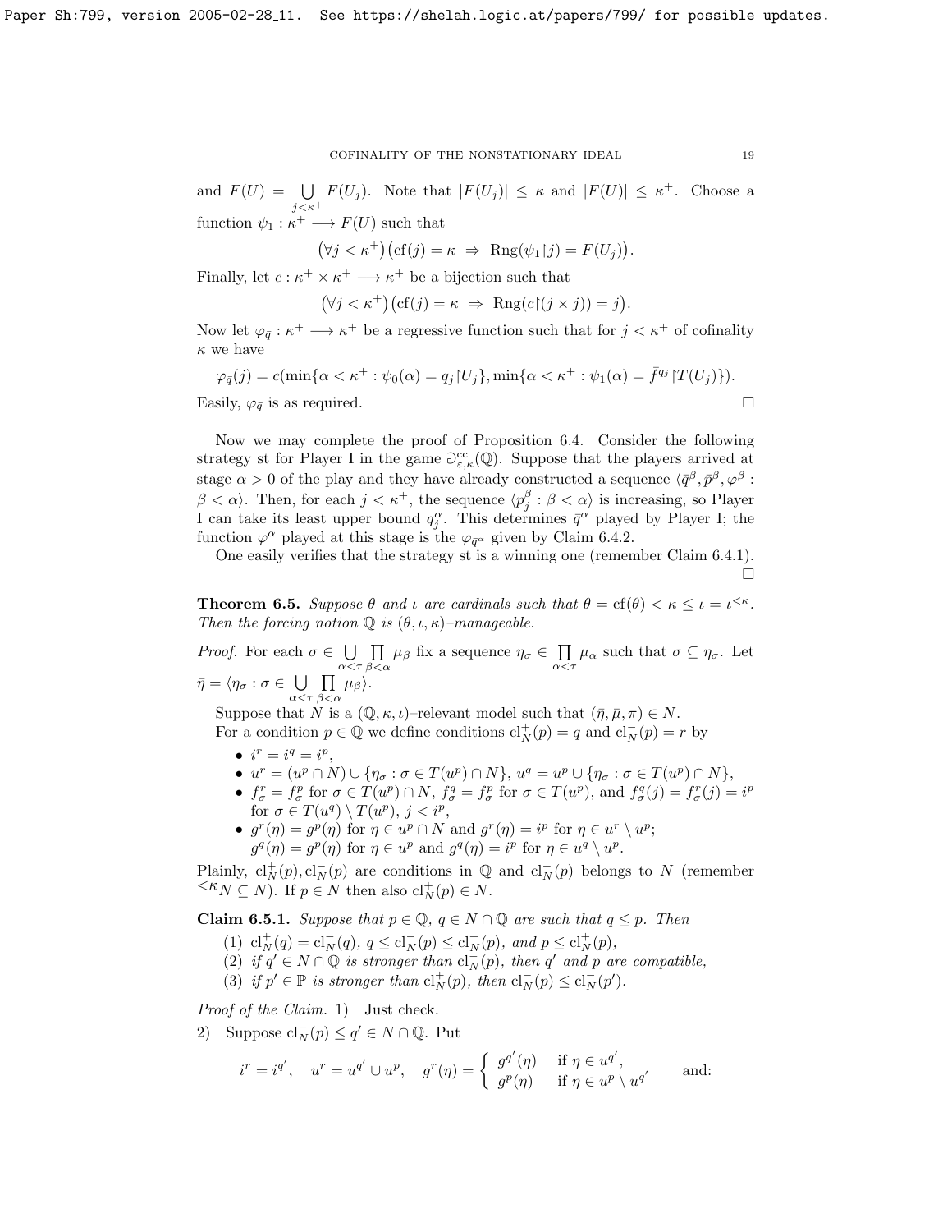and $F(U) = \bigcup_{j<\kappa^+} F(U_j)$. Note that $|F(U_j)| \leq \kappa$ and $|F(U)| \leq \kappa^+$. Choose a function $\psi_1 : \kappa^+ \longrightarrow F(U)$ such that

$$\big(\forall j < \kappa^+\big)\big(\mathrm{cf}(j) = \kappa \ \Rightarrow\ \mathrm{Rng}(\psi_1{\restriction} j) = F(U_j)\big).$$

Finally, let $c : \kappa^+ \times \kappa^+ \longrightarrow \kappa^+$ be a bijection such that

$$\big(\forall j < \kappa^+\big)\big(\mathrm{cf}(j) = \kappa \ \Rightarrow\ \mathrm{Rng}(c{\restriction}(j \times j)) = j\big).$$

Now let $\varphi_{\bar{q}} : \kappa^+ \longrightarrow \kappa^+$ be a regressive function such that for $j < \kappa^+$ of cofinality $\kappa$ we have

$$\varphi_{\bar{q}}(j) = c(\min\{\alpha < \kappa^+ : \psi_0(\alpha) = q_j{\restriction} U_j\}, \min\{\alpha < \kappa^+ : \psi_1(\alpha) = \bar{f}^{q_j}{\restriction} T(U_j)\}).$$

Easily, $\varphi_{\bar{q}}$ is as required. $\square$

Now we may complete the proof of Proposition 6.4. Consider the following strategy st for Player I in the game $\Game^{\mathrm{cc}}_{\varepsilon,\kappa}(\mathbb{Q})$. Suppose that the players arrived at stage $\alpha > 0$ of the play and they have already constructed a sequence $\langle \bar{q}^\beta, \bar{p}^\beta, \varphi^\beta : \beta < \alpha\rangle$. Then, for each $j < \kappa^+$, the sequence $\langle p^\beta_j : \beta < \alpha\rangle$ is increasing, so Player I can take its least upper bound $q^\alpha_j$. This determines $\bar{q}^\alpha$ played by Player I; the function $\varphi^\alpha$ played at this stage is the $\varphi_{\bar{q}^\alpha}$ given by Claim 6.4.2.

One easily verifies that the strategy st is a winning one (remember Claim 6.4.1). $\square$

**Theorem 6.5.** *Suppose $\theta$ and $\iota$ are cardinals such that $\theta = \mathrm{cf}(\theta) < \kappa \leq \iota = \iota^{<\kappa}$. Then the forcing notion $\mathbb{Q}$ is $(\theta, \iota, \kappa)$–manageable.*

*Proof.* For each $\sigma \in \bigcup_{\alpha<\tau} \prod_{\beta<\alpha} \mu_\beta$ fix a sequence $\eta_\sigma \in \prod_{\alpha<\tau} \mu_\alpha$ such that $\sigma \subseteq \eta_\sigma$. Let $\bar{\eta} = \langle \eta_\sigma : \sigma \in \bigcup_{\alpha<\tau} \prod_{\beta<\alpha} \mu_\beta\rangle$.

Suppose that $N$ is a $(\mathbb{Q}, \kappa, \iota)$–relevant model such that $(\bar{\eta}, \bar{\mu}, \pi) \in N$.

For a condition $p \in \mathbb{Q}$ we define conditions $\mathrm{cl}^+_N(p) = q$ and $\mathrm{cl}^-_N(p) = r$ by

- $i^r = i^q = i^p$,
- $u^r = (u^p \cap N) \cup \{\eta_\sigma : \sigma \in T(u^p) \cap N\}$, $u^q = u^p \cup \{\eta_\sigma : \sigma \in T(u^p) \cap N\}$,
- $f^r_\sigma = f^p_\sigma$ for $\sigma \in T(u^p) \cap N$, $f^q_\sigma = f^p_\sigma$ for $\sigma \in T(u^p)$, and $f^q_\sigma(j) = f^r_\sigma(j) = i^p$ for $\sigma \in T(u^q) \setminus T(u^p)$, $j < i^p$,
- $g^r(\eta) = g^p(\eta)$ for $\eta \in u^p \cap N$ and $g^r(\eta) = i^p$ for $\eta \in u^r \setminus u^p$;
  $g^q(\eta) = g^p(\eta)$ for $\eta \in u^p$ and $g^q(\eta) = i^p$ for $\eta \in u^q \setminus u^p$.

Plainly, $\mathrm{cl}^+_N(p), \mathrm{cl}^-_N(p)$ are conditions in $\mathbb{Q}$ and $\mathrm{cl}^-_N(p)$ belongs to $N$ (remember ${}^{<\kappa}N \subseteq N$). If $p \in N$ then also $\mathrm{cl}^+_N(p) \in N$.

**Claim 6.5.1.** *Suppose that $p \in \mathbb{Q}$, $q \in N \cap \mathbb{Q}$ are such that $q \leq p$. Then*

1. *$\mathrm{cl}^+_N(q) = \mathrm{cl}^-_N(q)$, $q \leq \mathrm{cl}^-_N(p) \leq \mathrm{cl}^+_N(p)$, and $p \leq \mathrm{cl}^+_N(p)$,*
2. *if $q' \in N \cap \mathbb{Q}$ is stronger than $\mathrm{cl}^-_N(p)$, then $q'$ and $p$ are compatible,*
3. *if $p' \in \mathbb{P}$ is stronger than $\mathrm{cl}^+_N(p)$, then $\mathrm{cl}^-_N(p) \leq \mathrm{cl}^-_N(p')$.*

*Proof of the Claim.* 1) Just check.

2) Suppose $\mathrm{cl}^-_N(p) \leq q' \in N \cap \mathbb{Q}$. Put

$$i^r = i^{q'}, \quad u^r = u^{q'} \cup u^p, \quad g^r(\eta) = \begin{cases} g^{q'}(\eta) & \text{if } \eta \in u^{q'}, \\ g^p(\eta) & \text{if } \eta \in u^p \setminus u^{q'} \end{cases} \qquad \text{and:}$$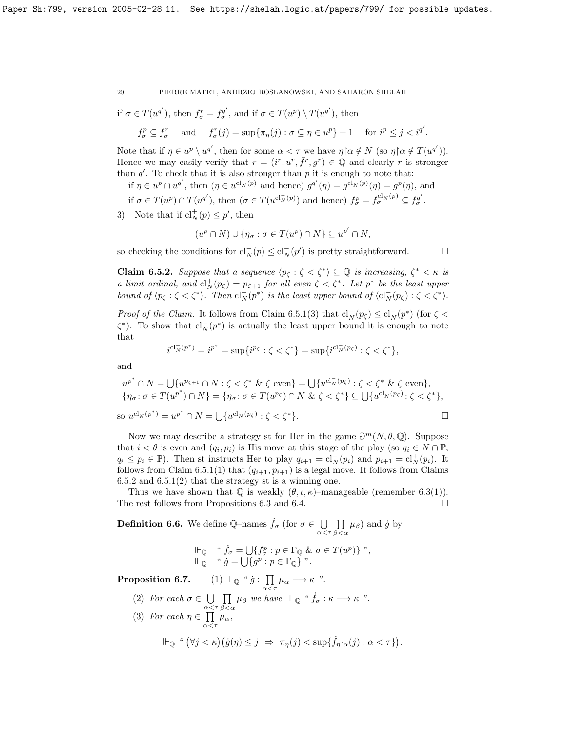if $\sigma \in T(u^{q'})$, then $f^r_\sigma = f^{q'}_\sigma$, and if $\sigma \in T(u^p) \setminus T(u^{q'})$, then

$$f^p_\sigma \subseteq f^r_\sigma \quad \text{and} \quad f^r_\sigma(j) = \sup\{\pi_\eta(j) : \sigma \subseteq \eta \in u^p\} + 1 \quad \text{for } i^p \leq j < i^{q'}.$$

Note that if $\eta \in u^p \setminus u^{q'}$, then for some $\alpha < \tau$ we have $\eta{\restriction}\alpha \notin N$ (so $\eta{\restriction}\alpha \notin T(u^{q'})$). Hence we may easily verify that $r = (i^r, u^r, \bar{f}^r, g^r) \in \mathbb{Q}$ and clearly $r$ is stronger than $q'$. To check that it is also stronger than $p$ it is enough to note that:

if $\eta \in u^p \cap u^{q'}$, then ($\eta \in u^{\mathrm{cl}^-_N(p)}$ and hence) $g^{q'}(\eta) = g^{\mathrm{cl}^-_N(p)}(\eta) = g^p(\eta)$, and

if $\sigma \in T(u^p) \cap T(u^{q'})$, then ($\sigma \in T(u^{\mathrm{cl}^-_N(p)})$ and hence) $f^p_\sigma = f^{\mathrm{cl}^-_N(p)}_\sigma \subseteq f^{q'}_\sigma$.

3) Note that if $\mathrm{cl}^+_N(p) \leq p'$, then

$$(u^p \cap N) \cup \{\eta_\sigma : \sigma \in T(u^p) \cap N\} \subseteq u^{p'} \cap N,$$

so checking the conditions for $\mathrm{cl}^-_N(p) \leq \mathrm{cl}^-_N(p')$ is pretty straightforward. □

**Claim 6.5.2.** *Suppose that a sequence $\langle p_\zeta : \zeta < \zeta^*\rangle \subseteq \mathbb{Q}$ is increasing, $\zeta^* < \kappa$ is a limit ordinal, and $\mathrm{cl}^+_N(p_\zeta) = p_{\zeta+1}$ for all even $\zeta < \zeta^*$. Let $p^*$ be the least upper bound of $\langle p_\zeta : \zeta < \zeta^*\rangle$. Then $\mathrm{cl}^-_N(p^*)$ is the least upper bound of $\langle \mathrm{cl}^-_N(p_\zeta) : \zeta < \zeta^*\rangle$.*

*Proof of the Claim.* It follows from Claim 6.5.1(3) that $\mathrm{cl}^-_N(p_\zeta) \leq \mathrm{cl}^-_N(p^*)$ (for $\zeta < \zeta^*$). To show that $\mathrm{cl}^-_N(p^*)$ is actually the least upper bound it is enough to note that

$$i^{\mathrm{cl}^-_N(p^*)} = i^{p^*} = \sup\{i^{p_\zeta} : \zeta < \zeta^*\} = \sup\{i^{\mathrm{cl}^-_N(p_\zeta)} : \zeta < \zeta^*\},$$

and

$$u^{p^*} \cap N = \bigcup\{u^{p_{\zeta+1}} \cap N : \zeta < \zeta^* \ \&\ \zeta \text{ even}\} = \bigcup\{u^{\mathrm{cl}^-_N(p_\zeta)} : \zeta < \zeta^* \ \&\ \zeta \text{ even}\},$$
$$\{\eta_\sigma : \sigma \in T(u^{p^*}) \cap N\} = \{\eta_\sigma : \sigma \in T(u^{p_\zeta}) \cap N \ \&\ \zeta < \zeta^*\} \subseteq \bigcup\{u^{\mathrm{cl}^-_N(p_\zeta)} : \zeta < \zeta^*\},$$

so $u^{\mathrm{cl}^-_N(p^*)} = u^{p^*} \cap N = \bigcup\{u^{\mathrm{cl}^-_N(p_\zeta)} : \zeta < \zeta^*\}$. □

Now we may describe a strategy st for Her in the game $\Game^m(N, \theta, \mathbb{Q})$. Suppose that $i < \theta$ is even and $(q_i, p_i)$ is His move at this stage of the play (so $q_i \in N \cap \mathbb{P}$, $q_i \leq p_i \in \mathbb{P}$). Then st instructs Her to play $q_{i+1} = \mathrm{cl}^-_N(p_i)$ and $p_{i+1} = \mathrm{cl}^+_N(p_i)$. It follows from Claim 6.5.1(1) that $(q_{i+1}, p_{i+1})$ is a legal move. It follows from Claims 6.5.2 and 6.5.1(2) that the strategy st is a winning one.

Thus we have shown that $\mathbb{Q}$ is weakly $(\theta, \iota, \kappa)$–manageable (remember 6.3(1)). The rest follows from Propositions 6.3 and 6.4. □

**Definition 6.6.** We define $\mathbb{Q}$–names $\dot{f}_\sigma$ (for $\sigma \in \bigcup\limits_{\alpha<\tau} \prod\limits_{\beta<\alpha} \mu_\beta$) and $\dot{g}$ by

$$\Vdash_{\mathbb{Q}} \text{ `` } \dot{f}_\sigma = \bigcup\{f^p_\sigma : p \in \Gamma_{\mathbb{Q}} \ \&\ \sigma \in T(u^p)\} \text{ ''},$$
$$\Vdash_{\mathbb{Q}} \text{ `` } \dot{g} = \bigcup\{g^p : p \in \Gamma_{\mathbb{Q}}\} \text{ ''}.$$

**Proposition 6.7.** (1) $\Vdash_{\mathbb{Q}}$ “ $\dot{g} : \prod\limits_{\alpha<\tau} \mu_\alpha \longrightarrow \kappa$ ”.

(2) *For each $\sigma \in \bigcup\limits_{\alpha<\tau} \prod\limits_{\beta<\alpha} \mu_\beta$ we have $\Vdash_{\mathbb{Q}}$ “ $\dot{f}_\sigma : \kappa \longrightarrow \kappa$ ”.*

(3) *For each $\eta \in \prod\limits_{\alpha<\tau} \mu_\alpha$,*

$$\Vdash_{\mathbb{Q}} \text{ `` } (\forall j < \kappa)\big(\dot{g}(\eta) \leq j \ \Rightarrow\ \pi_\eta(j) < \sup\{\dot{f}_{\eta\restriction\alpha}(j) : \alpha < \tau\}\big).$$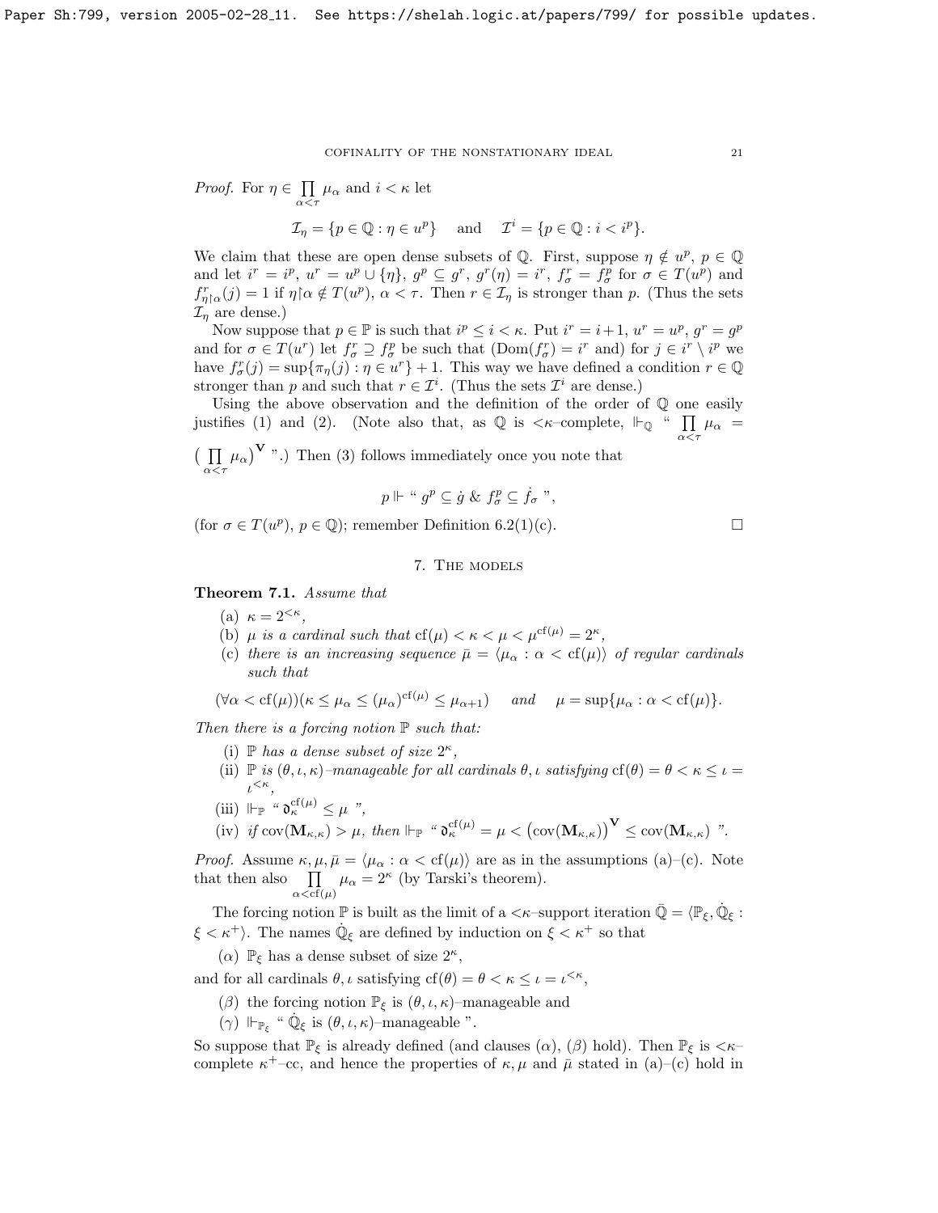*Proof.* For $\eta \in \prod\limits_{\alpha<\tau} \mu_\alpha$ and $i < \kappa$ let

$$\mathcal{I}_\eta = \{p \in \mathbb{Q} : \eta \in u^p\} \quad \text{ and } \quad \mathcal{I}^i = \{p \in \mathbb{Q} : i < i^p\}.$$

We claim that these are open dense subsets of $\mathbb{Q}$. First, suppose $\eta \notin u^p$, $p \in \mathbb{Q}$ and let $i^r = i^p$, $u^r = u^p \cup \{\eta\}$, $g^p \subseteq g^r$, $g^r(\eta) = i^r$, $f^r_\sigma = f^p_\sigma$ for $\sigma \in T(u^p)$ and $f^r_{\eta\restriction\alpha}(j) = 1$ if $\eta\restriction\alpha \notin T(u^p)$, $\alpha < \tau$. Then $r \in \mathcal{I}_\eta$ is stronger than $p$. (Thus the sets $\mathcal{I}_\eta$ are dense.)

Now suppose that $p \in \mathbb{P}$ is such that $i^p \leq i < \kappa$. Put $i^r = i+1$, $u^r = u^p$, $g^r = g^p$ and for $\sigma \in T(u^r)$ let $f^r_\sigma \supseteq f^p_\sigma$ be such that $(\mathrm{Dom}(f^r_\sigma) = i^r$ and) for $j \in i^r \setminus i^p$ we have $f^r_\sigma(j) = \sup\{\pi_\eta(j) : \eta \in u^r\} + 1$. This way we have defined a condition $r \in \mathbb{Q}$ stronger than $p$ and such that $r \in \mathcal{I}^i$. (Thus the sets $\mathcal{I}^i$ are dense.)

Using the above observation and the definition of the order of $\mathbb{Q}$ one easily justifies (1) and (2). (Note also that, as $\mathbb{Q}$ is $<\kappa$–complete, $\Vdash_{\mathbb{Q}}$ " $\prod\limits_{\alpha<\tau} \mu_\alpha = \big(\prod\limits_{\alpha<\tau} \mu_\alpha\big)^{\mathbf{V}}$ ".) Then (3) follows immediately once you note that

$$p \Vdash \text{" } g^p \subseteq \dot{g} \ \&\ f^p_\sigma \subseteq \dot{f}_\sigma \text{ "},$$

(for $\sigma \in T(u^p)$, $p \in \mathbb{Q}$); remember Definition 6.2(1)(c). $\square$

## 7. The models

**Theorem 7.1.** *Assume that*

(a) $\kappa = 2^{<\kappa}$,

(b) *$\mu$ is a cardinal such that* $\mathrm{cf}(\mu) < \kappa < \mu < \mu^{\mathrm{cf}(\mu)} = 2^\kappa$,

(c) *there is an increasing sequence $\bar{\mu} = \langle \mu_\alpha : \alpha < \mathrm{cf}(\mu)\rangle$ of regular cardinals such that*

$$(\forall \alpha < \mathrm{cf}(\mu))(\kappa \leq \mu_\alpha \leq (\mu_\alpha)^{\mathrm{cf}(\mu)} \leq \mu_{\alpha+1}) \quad \textit{and} \quad \mu = \sup\{\mu_\alpha : \alpha < \mathrm{cf}(\mu)\}.$$

*Then there is a forcing notion $\mathbb{P}$ such that:*

(i) *$\mathbb{P}$ has a dense subset of size $2^\kappa$,*

(ii) *$\mathbb{P}$ is $(\theta,\iota,\kappa)$–manageable for all cardinals $\theta,\iota$ satisfying $\mathrm{cf}(\theta) = \theta < \kappa \leq \iota = \iota^{<\kappa}$,*

(iii) $\Vdash_{\mathbb{P}}$ " $\mathfrak{d}^{\mathrm{cf}(\mu)}_\kappa \leq \mu$ ",

(iv) *if $\mathrm{cov}(\mathbf{M}_{\kappa,\kappa}) > \mu$, then* $\Vdash_{\mathbb{P}}$ " $\mathfrak{d}^{\mathrm{cf}(\mu)}_\kappa = \mu < \big(\mathrm{cov}(\mathbf{M}_{\kappa,\kappa})\big)^{\mathbf{V}} \leq \mathrm{cov}(\mathbf{M}_{\kappa,\kappa})$ ".

*Proof.* Assume $\kappa,\mu,\bar{\mu} = \langle \mu_\alpha : \alpha < \mathrm{cf}(\mu)\rangle$ are as in the assumptions (a)–(c). Note that then also $\prod\limits_{\alpha<\mathrm{cf}(\mu)} \mu_\alpha = 2^\kappa$ (by Tarski's theorem).

The forcing notion $\mathbb{P}$ is built as the limit of a $<\kappa$–support iteration $\bar{\mathbb{Q}} = \langle \mathbb{P}_\xi, \dot{\mathbb{Q}}_\xi : \xi < \kappa^+\rangle$. The names $\dot{\mathbb{Q}}_\xi$ are defined by induction on $\xi < \kappa^+$ so that

($\alpha$) $\mathbb{P}_\xi$ has a dense subset of size $2^\kappa$,

and for all cardinals $\theta,\iota$ satisfying $\mathrm{cf}(\theta) = \theta < \kappa \leq \iota = \iota^{<\kappa}$,

($\beta$) the forcing notion $\mathbb{P}_\xi$ is $(\theta,\iota,\kappa)$–manageable and

($\gamma$) $\Vdash_{\mathbb{P}_\xi}$ " $\dot{\mathbb{Q}}_\xi$ is $(\theta,\iota,\kappa)$–manageable ".

So suppose that $\mathbb{P}_\xi$ is already defined (and clauses ($\alpha$), ($\beta$) hold). Then $\mathbb{P}_\xi$ is $<\kappa$–complete $\kappa^+$–cc, and hence the properties of $\kappa,\mu$ and $\bar{\mu}$ stated in (a)–(c) hold in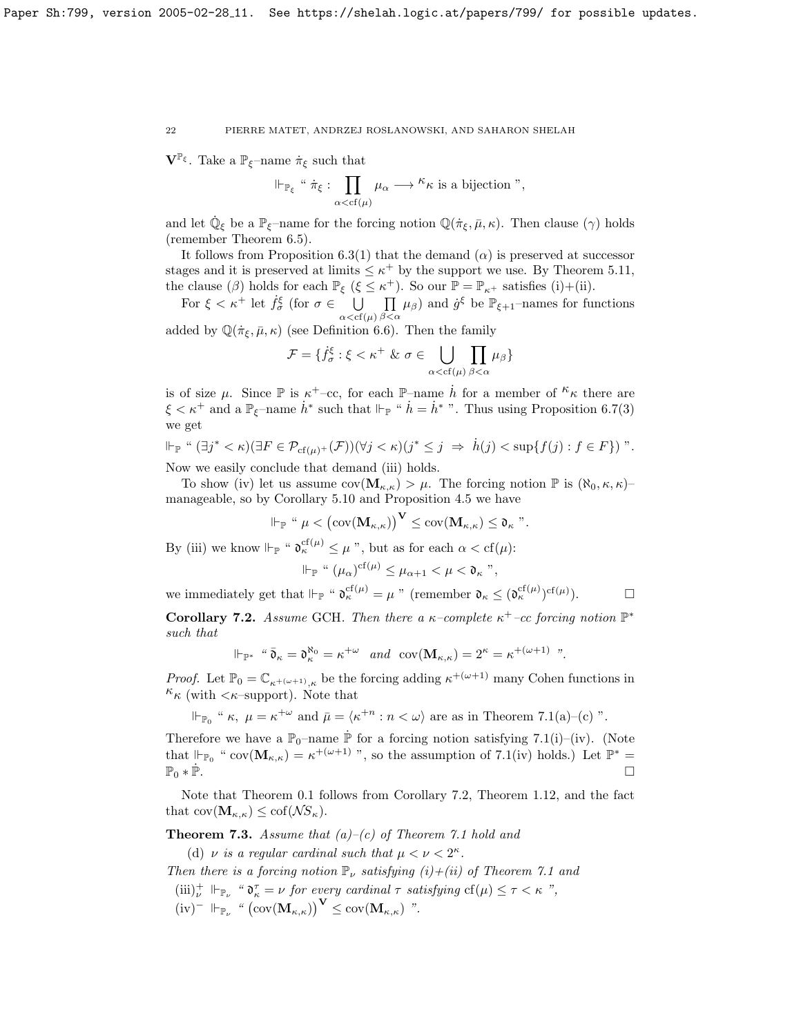$\mathbf{V}^{\mathbb{P}_\xi}$. Take a $\mathbb{P}_\xi$–name $\dot{\pi}_\xi$ such that

$$\Vdash_{\mathbb{P}_\xi} \text{“ } \dot{\pi}_\xi : \prod_{\alpha<\operatorname{cf}(\mu)} \mu_\alpha \longrightarrow {}^\kappa\kappa \text{ is a bijection ”},$$

and let $\dot{\mathbb{Q}}_\xi$ be a $\mathbb{P}_\xi$–name for the forcing notion $\mathbb{Q}(\dot{\pi}_\xi, \bar{\mu}, \kappa)$. Then clause $(\gamma)$ holds (remember Theorem 6.5).

It follows from Proposition 6.3(1) that the demand $(\alpha)$ is preserved at successor stages and it is preserved at limits $\leq \kappa^+$ by the support we use. By Theorem 5.11, the clause $(\beta)$ holds for each $\mathbb{P}_\xi$ ($\xi \leq \kappa^+$). So our $\mathbb{P} = \mathbb{P}_{\kappa^+}$ satisfies (i)+(ii).

For $\xi < \kappa^+$ let $\dot{f}^\xi_\sigma$ (for $\sigma \in \bigcup\limits_{\alpha<\operatorname{cf}(\mu)} \prod\limits_{\beta<\alpha} \mu_\beta$) and $\dot{g}^\xi$ be $\mathbb{P}_{\xi+1}$–names for functions added by $\mathbb{Q}(\dot{\pi}_\xi, \bar{\mu}, \kappa)$ (see Definition 6.6). Then the family

$$\mathcal{F} = \{\dot{f}^\xi_\sigma : \xi < \kappa^+ \ \&\ \sigma \in \bigcup_{\alpha<\operatorname{cf}(\mu)} \prod_{\beta<\alpha} \mu_\beta\}$$

is of size $\mu$. Since $\mathbb{P}$ is $\kappa^+$–cc, for each $\mathbb{P}$–name $\dot{h}$ for a member of ${}^\kappa\kappa$ there are $\xi < \kappa^+$ and a $\mathbb{P}_\xi$–name $\dot{h}^*$ such that $\Vdash_{\mathbb{P}}$ “ $\dot{h} = \dot{h}^*$ ”. Thus using Proposition 6.7(3) we get

$$\Vdash_{\mathbb{P}} \text{“ } (\exists j^* < \kappa)(\exists F \in \mathcal{P}_{\operatorname{cf}(\mu)^+}(\mathcal{F}))(\forall j < \kappa)(j^* \leq j \ \Rightarrow\ \dot{h}(j) < \sup\{f(j) : f \in F\}) \text{ ”}.$$

Now we easily conclude that demand (iii) holds.

To show (iv) let us assume $\operatorname{cov}(\mathbf{M}_{\kappa,\kappa}) > \mu$. The forcing notion $\mathbb{P}$ is $(\aleph_0, \kappa, \kappa)$–manageable, so by Corollary 5.10 and Proposition 4.5 we have

$$\Vdash_{\mathbb{P}} \text{“ } \mu < \big(\operatorname{cov}(\mathbf{M}_{\kappa,\kappa})\big)^{\mathbf{V}} \leq \operatorname{cov}(\mathbf{M}_{\kappa,\kappa}) \leq \mathfrak{d}_\kappa \text{ ”}.$$

By (iii) we know $\Vdash_{\mathbb{P}}$ “ $\mathfrak{d}^{\operatorname{cf}(\mu)}_\kappa \leq \mu$ ”, but as for each $\alpha < \operatorname{cf}(\mu)$:

$$\Vdash_{\mathbb{P}} \text{“ } (\mu_\alpha)^{\operatorname{cf}(\mu)} \leq \mu_{\alpha+1} < \mu < \mathfrak{d}_\kappa \text{ ”},$$

we immediately get that $\Vdash_{\mathbb{P}}$ “ $\mathfrak{d}^{\operatorname{cf}(\mu)}_\kappa = \mu$ ” (remember $\mathfrak{d}_\kappa \leq (\mathfrak{d}^{\operatorname{cf}(\mu)}_\kappa)^{\operatorname{cf}(\mu)}$). $\square$

**Corollary 7.2.** *Assume* GCH. *Then there a $\kappa$–complete $\kappa^+$–cc forcing notion $\mathbb{P}^*$ such that*

$$\Vdash_{\mathbb{P}^*} \text{“ } \bar{\mathfrak{d}}_\kappa = \mathfrak{d}^{\aleph_0}_\kappa = \kappa^{+\omega} \ \text{ and } \ \operatorname{cov}(\mathbf{M}_{\kappa,\kappa}) = 2^\kappa = \kappa^{+(\omega+1)} \text{ ”}.$$

*Proof.* Let $\mathbb{P}_0 = \mathbb{C}_{\kappa^{+(\omega+1)},\kappa}$ be the forcing adding $\kappa^{+(\omega+1)}$ many Cohen functions in ${}^\kappa\kappa$ (with $<\kappa$–support). Note that

$$\Vdash_{\mathbb{P}_0} \text{“ } \kappa,\ \mu = \kappa^{+\omega} \text{ and } \bar{\mu} = \langle \kappa^{+n} : n < \omega\rangle \text{ are as in Theorem 7.1(a)–(c) ”}.$$

Therefore we have a $\mathbb{P}_0$–name $\dot{\mathbb{P}}$ for a forcing notion satisfying 7.1(i)–(iv). (Note that $\Vdash_{\mathbb{P}_0}$ “ $\operatorname{cov}(\mathbf{M}_{\kappa,\kappa}) = \kappa^{+(\omega+1)}$ ”, so the assumption of 7.1(iv) holds.) Let $\mathbb{P}^* = \mathbb{P}_0 * \dot{\mathbb{P}}$. $\square$

Note that Theorem 0.1 follows from Corollary 7.2, Theorem 1.12, and the fact that $\operatorname{cov}(\mathbf{M}_{\kappa,\kappa}) \leq \operatorname{cof}(\mathcal{NS}_\kappa)$.

**Theorem 7.3.** *Assume that (a)–(c) of Theorem 7.1 hold and*

(d) *$\nu$ is a regular cardinal such that $\mu < \nu < 2^\kappa$.*

*Then there is a forcing notion $\mathbb{P}_\nu$ satisfying (i)+(ii) of Theorem 7.1 and*

(iii)$^+_\nu$ $\Vdash_{\mathbb{P}_\nu}$ “ $\mathfrak{d}^\tau_\kappa = \nu$ *for every cardinal $\tau$ satisfying* $\operatorname{cf}(\mu) \leq \tau < \kappa$ ”,

(iv)$^-$ $\Vdash_{\mathbb{P}_\nu}$ “ $\big(\operatorname{cov}(\mathbf{M}_{\kappa,\kappa})\big)^{\mathbf{V}} \leq \operatorname{cov}(\mathbf{M}_{\kappa,\kappa})$ ”.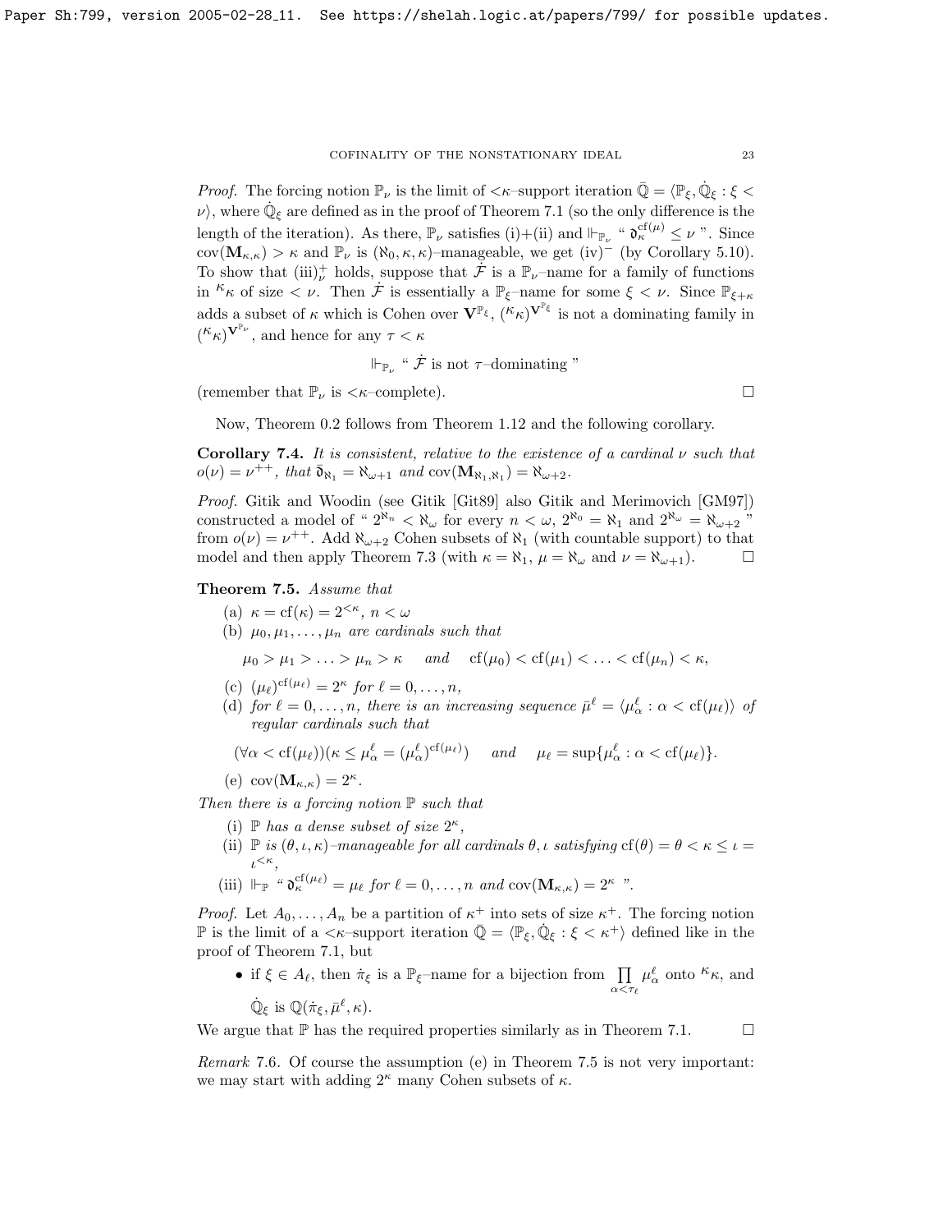*Proof.* The forcing notion $\mathbb{P}_\nu$ is the limit of $<\kappa$–support iteration $\bar{\mathbb{Q}} = \langle \mathbb{P}_\xi, \dot{\mathbb{Q}}_\xi : \xi < \nu \rangle$, where $\dot{\mathbb{Q}}_\xi$ are defined as in the proof of Theorem 7.1 (so the only difference is the length of the iteration). As there, $\mathbb{P}_\nu$ satisfies (i)+(ii) and $\Vdash_{\mathbb{P}_\nu}$ " $\mathfrak{d}_\kappa^{\mathrm{cf}(\mu)} \leq \nu$ ". Since $\mathrm{cov}(\mathbf{M}_{\kappa,\kappa}) > \kappa$ and $\mathbb{P}_\nu$ is $(\aleph_0, \kappa, \kappa)$–manageable, we get (iv)$^-$ (by Corollary 5.10). To show that (iii)$^+_\nu$ holds, suppose that $\dot{\mathcal{F}}$ is a $\mathbb{P}_\nu$–name for a family of functions in ${}^\kappa\kappa$ of size $< \nu$. Then $\dot{\mathcal{F}}$ is essentially a $\mathbb{P}_\xi$–name for some $\xi < \nu$. Since $\mathbb{P}_{\xi+\kappa}$ adds a subset of $\kappa$ which is Cohen over $\mathbf{V}^{\mathbb{P}_\xi}$, $({}^\kappa\kappa)^{\mathbf{V}^{\mathbb{P}_\xi}}$ is not a dominating family in $({}^\kappa\kappa)^{\mathbf{V}^{\mathbb{P}_\nu}}$, and hence for any $\tau < \kappa$

$$\Vdash_{\mathbb{P}_\nu} \text{" } \dot{\mathcal{F}} \text{ is not } \tau\text{–dominating "}$$

(remember that $\mathbb{P}_\nu$ is $<\kappa$–complete). $\square$

Now, Theorem 0.2 follows from Theorem 1.12 and the following corollary.

**Corollary 7.4.** *It is consistent, relative to the existence of a cardinal $\nu$ such that $o(\nu) = \nu^{++}$, that $\bar{\mathfrak{d}}_{\aleph_1} = \aleph_{\omega+1}$ and $\mathrm{cov}(\mathbf{M}_{\aleph_1,\aleph_1}) = \aleph_{\omega+2}$.*

*Proof.* Gitik and Woodin (see Gitik [Git89] also Gitik and Merimovich [GM97]) constructed a model of " $2^{\aleph_n} < \aleph_\omega$ for every $n < \omega$, $2^{\aleph_0} = \aleph_1$ and $2^{\aleph_\omega} = \aleph_{\omega+2}$ " from $o(\nu) = \nu^{++}$. Add $\aleph_{\omega+2}$ Cohen subsets of $\aleph_1$ (with countable support) to that model and then apply Theorem 7.3 (with $\kappa = \aleph_1$, $\mu = \aleph_\omega$ and $\nu = \aleph_{\omega+1}$). $\square$

**Theorem 7.5.** *Assume that*

(a) $\kappa = \mathrm{cf}(\kappa) = 2^{<\kappa}$, $n < \omega$

(b) $\mu_0, \mu_1, \ldots, \mu_n$ *are cardinals such that*

$$\mu_0 > \mu_1 > \ldots > \mu_n > \kappa \quad \text{ and } \quad \mathrm{cf}(\mu_0) < \mathrm{cf}(\mu_1) < \ldots < \mathrm{cf}(\mu_n) < \kappa,$$

(c) $(\mu_\ell)^{\mathrm{cf}(\mu_\ell)} = 2^\kappa$ *for* $\ell = 0, \ldots, n$,

(d) *for* $\ell = 0, \ldots, n$, *there is an increasing sequence* $\bar{\mu}^\ell = \langle \mu^\ell_\alpha : \alpha < \mathrm{cf}(\mu_\ell) \rangle$ *of regular cardinals such that*

$$(\forall \alpha < \mathrm{cf}(\mu_\ell))(\kappa \leq \mu^\ell_\alpha = (\mu^\ell_\alpha)^{\mathrm{cf}(\mu_\ell)}) \quad \text{ and } \quad \mu_\ell = \sup\{\mu^\ell_\alpha : \alpha < \mathrm{cf}(\mu_\ell)\}.$$

(e) $\mathrm{cov}(\mathbf{M}_{\kappa,\kappa}) = 2^\kappa$.

*Then there is a forcing notion $\mathbb{P}$ such that*

(i) $\mathbb{P}$ *has a dense subset of size* $2^\kappa$,

(ii) $\mathbb{P}$ *is $(\theta, \iota, \kappa)$–manageable for all cardinals $\theta, \iota$ satisfying* $\mathrm{cf}(\theta) = \theta < \kappa \leq \iota = \iota^{<\kappa}$,

(iii) $\Vdash_{\mathbb{P}}$ " $\mathfrak{d}_\kappa^{\mathrm{cf}(\mu_\ell)} = \mu_\ell$ *for* $\ell = 0, \ldots, n$ *and* $\mathrm{cov}(\mathbf{M}_{\kappa,\kappa}) = 2^\kappa$ ".

*Proof.* Let $A_0, \ldots, A_n$ be a partition of $\kappa^+$ into sets of size $\kappa^+$. The forcing notion $\mathbb{P}$ is the limit of a $<\kappa$–support iteration $\bar{\mathbb{Q}} = \langle \mathbb{P}_\xi, \dot{\mathbb{Q}}_\xi : \xi < \kappa^+ \rangle$ defined like in the proof of Theorem 7.1, but

- if $\xi \in A_\ell$, then $\dot{\pi}_\xi$ is a $\mathbb{P}_\xi$–name for a bijection from $\prod\limits_{\alpha < \tau_\ell} \mu^\ell_\alpha$ onto ${}^\kappa\kappa$, and $\dot{\mathbb{Q}}_\xi$ is $\mathbb{Q}(\dot{\pi}_\xi, \bar{\mu}^\ell, \kappa)$.

We argue that $\mathbb{P}$ has the required properties similarly as in Theorem 7.1. $\square$

*Remark* 7.6. Of course the assumption (e) in Theorem 7.5 is not very important: we may start with adding $2^\kappa$ many Cohen subsets of $\kappa$.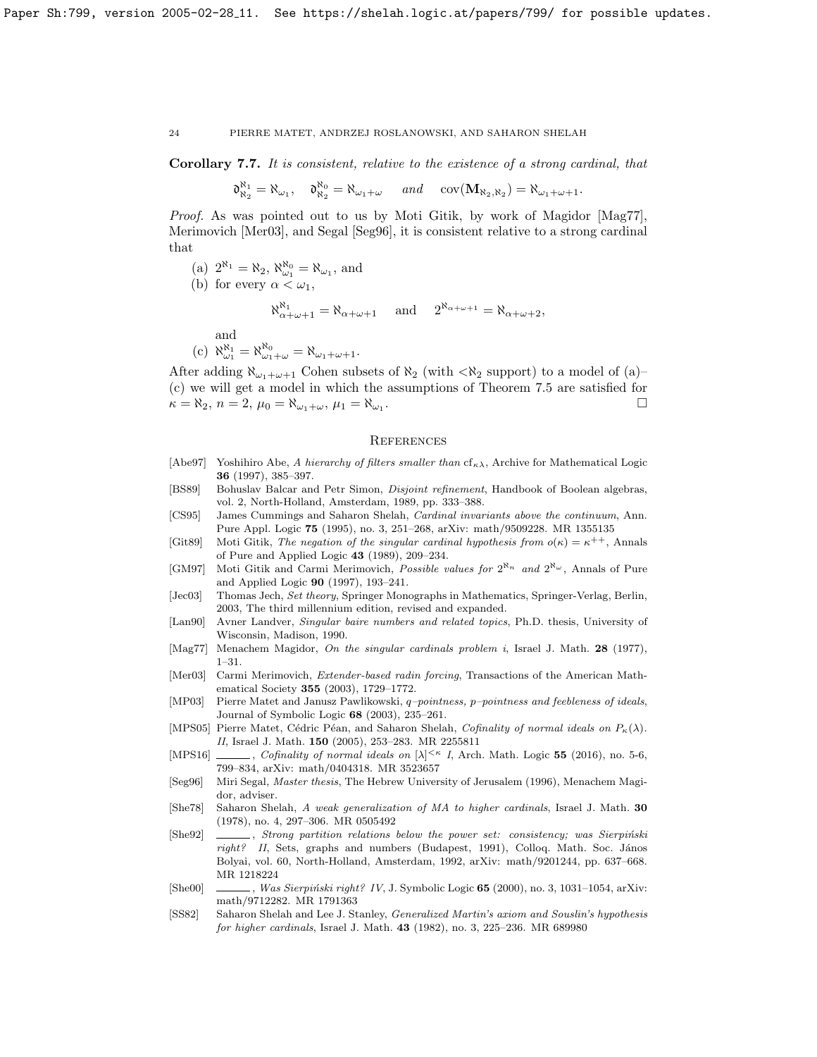**Corollary 7.7.** *It is consistent, relative to the existence of a strong cardinal, that*

$$\mathfrak{d}^{\aleph_1}_{\aleph_2} = \aleph_{\omega_1}, \quad \mathfrak{d}^{\aleph_0}_{\aleph_2} = \aleph_{\omega_1+\omega} \quad \textit{and} \quad \operatorname{cov}(\mathbf{M}_{\aleph_2,\aleph_2}) = \aleph_{\omega_1+\omega+1}.$$

*Proof.* As was pointed out to us by Moti Gitik, by work of Magidor [Mag77], Merimovich [Mer03], and Segal [Seg96], it is consistent relative to a strong cardinal that

(a) $2^{\aleph_1} = \aleph_2$, $\aleph_{\omega_1}^{\aleph_0} = \aleph_{\omega_1}$, and

(b) for every $\alpha < \omega_1$,

$$\aleph^{\aleph_1}_{\alpha+\omega+1} = \aleph_{\alpha+\omega+1} \quad \text{and} \quad 2^{\aleph_{\alpha+\omega+1}} = \aleph_{\alpha+\omega+2},$$

and

(c) $\aleph^{\aleph_1}_{\omega_1} = \aleph^{\aleph_0}_{\omega_1+\omega} = \aleph_{\omega_1+\omega+1}$.

After adding $\aleph_{\omega_1+\omega+1}$ Cohen subsets of $\aleph_2$ (with $<\!\aleph_2$ support) to a model of (a)–(c) we will get a model in which the assumptions of Theorem 7.5 are satisfied for $\kappa = \aleph_2$, $n = 2$, $\mu_0 = \aleph_{\omega_1+\omega}$, $\mu_1 = \aleph_{\omega_1}$. □

## References

[Abe97] Yoshihiro Abe, *A hierarchy of filters smaller than* $\mathrm{cf}_{\kappa\lambda}$, Archive for Mathematical Logic **36** (1997), 385–397.

[BS89] Bohuslav Balcar and Petr Simon, *Disjoint refinement*, Handbook of Boolean algebras, vol. 2, North-Holland, Amsterdam, 1989, pp. 333–388.

[CS95] James Cummings and Saharon Shelah, *Cardinal invariants above the continuum*, Ann. Pure Appl. Logic **75** (1995), no. 3, 251–268, arXiv: math/9509228. MR 1355135

[Git89] Moti Gitik, *The negation of the singular cardinal hypothesis from* $o(\kappa) = \kappa^{++}$, Annals of Pure and Applied Logic **43** (1989), 209–234.

[GM97] Moti Gitik and Carmi Merimovich, *Possible values for* $2^{\aleph_n}$ *and* $2^{\aleph_\omega}$, Annals of Pure and Applied Logic **90** (1997), 193–241.

[Jec03] Thomas Jech, *Set theory*, Springer Monographs in Mathematics, Springer-Verlag, Berlin, 2003, The third millennium edition, revised and expanded.

[Lan90] Avner Landver, *Singular baire numbers and related topics*, Ph.D. thesis, University of Wisconsin, Madison, 1990.

[Mag77] Menachem Magidor, *On the singular cardinals problem i*, Israel J. Math. **28** (1977), 1–31.

[Mer03] Carmi Merimovich, *Extender-based radin forcing*, Transactions of the American Mathematical Society **355** (2003), 1729–1772.

[MP03] Pierre Matet and Janusz Pawlikowski, *q–pointness, p–pointness and feebleness of ideals*, Journal of Symbolic Logic **68** (2003), 235–261.

[MPS05] Pierre Matet, Cédric Péan, and Saharon Shelah, *Cofinality of normal ideals on* $P_\kappa(\lambda)$. *II*, Israel J. Math. **150** (2005), 253–283. MR 2255811

[MPS16] ______, *Cofinality of normal ideals on* $[\lambda]^{<\kappa}$ *I*, Arch. Math. Logic **55** (2016), no. 5-6, 799–834, arXiv: math/0404318. MR 3523657

[Seg96] Miri Segal, *Master thesis*, The Hebrew University of Jerusalem (1996), Menachem Magidor, adviser.

[She78] Saharon Shelah, *A weak generalization of MA to higher cardinals*, Israel J. Math. **30** (1978), no. 4, 297–306. MR 0505492

[She92] ______, *Strong partition relations below the power set: consistency; was Sierpiński right? II*, Sets, graphs and numbers (Budapest, 1991), Colloq. Math. Soc. János Bolyai, vol. 60, North-Holland, Amsterdam, 1992, arXiv: math/9201244, pp. 637–668. MR 1218224

[She00] ______, *Was Sierpiński right? IV*, J. Symbolic Logic **65** (2000), no. 3, 1031–1054, arXiv: math/9712282. MR 1791363

[SS82] Saharon Shelah and Lee J. Stanley, *Generalized Martin's axiom and Souslin's hypothesis for higher cardinals*, Israel J. Math. **43** (1982), no. 3, 225–236. MR 689980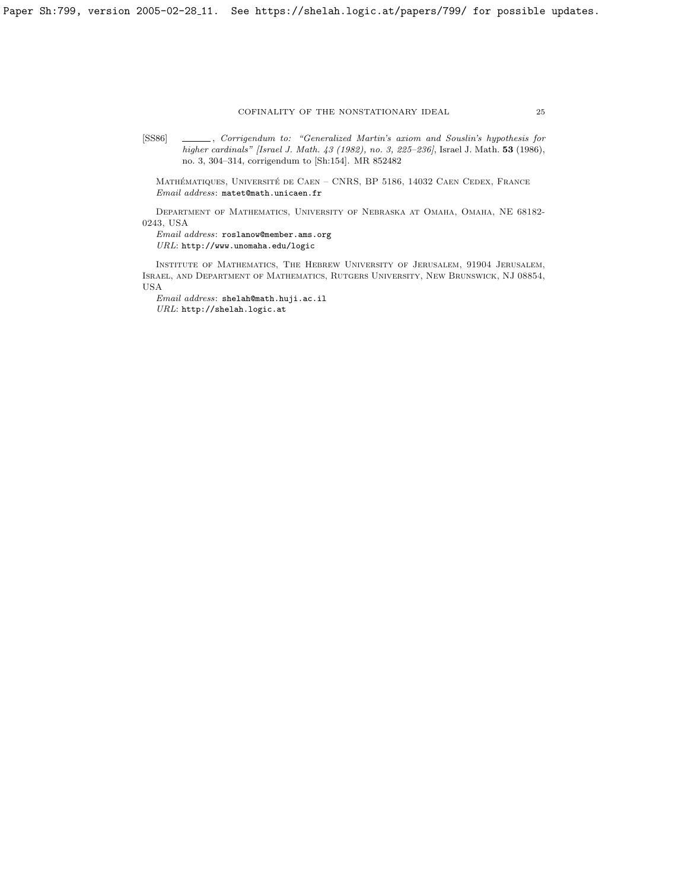[SS86] ______, *Corrigendum to: "Generalized Martin's axiom and Souslin's hypothesis for higher cardinals" [Israel J. Math. 43 (1982), no. 3, 225–236]*, Israel J. Math. **53** (1986), no. 3, 304–314, corrigendum to [Sh:154]. MR 852482

Mathématiques, Université de Caen – CNRS, BP 5186, 14032 Caen Cedex, France
*Email address*: matet@math.unicaen.fr

Department of Mathematics, University of Nebraska at Omaha, Omaha, NE 68182-0243, USA
*Email address*: roslanow@member.ams.org
*URL*: http://www.unomaha.edu/logic

Institute of Mathematics, The Hebrew University of Jerusalem, 91904 Jerusalem, Israel, and Department of Mathematics, Rutgers University, New Brunswick, NJ 08854, USA
*Email address*: shelah@math.huji.ac.il
*URL*: http://shelah.logic.at